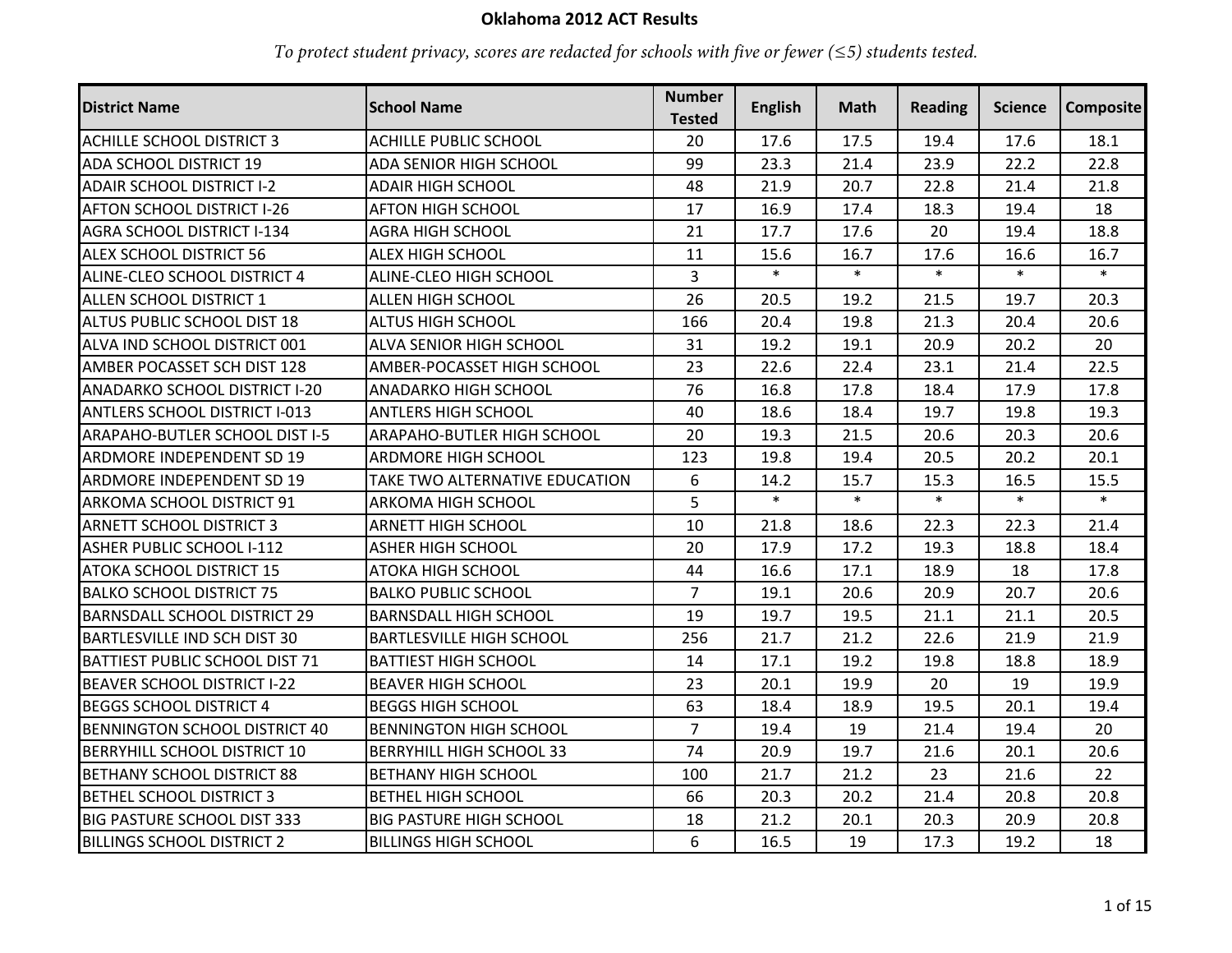# Oklahoma 2012 ACT Results

*To protect student privacy, scores are redacted for schools with five or fewer (≤5) students tested.*

| District Name | School Name | Number Tested | English | Math | Reading | Science | Composite |
|---|---|---|---|---|---|---|---|
| ACHILLE SCHOOL DISTRICT 3 | ACHILLE PUBLIC SCHOOL | 20 | 17.6 | 17.5 | 19.4 | 17.6 | 18.1 |
| ADA SCHOOL DISTRICT 19 | ADA SENIOR HIGH SCHOOL | 99 | 23.3 | 21.4 | 23.9 | 22.2 | 22.8 |
| ADAIR SCHOOL DISTRICT I-2 | ADAIR HIGH SCHOOL | 48 | 21.9 | 20.7 | 22.8 | 21.4 | 21.8 |
| AFTON SCHOOL DISTRICT I-26 | AFTON HIGH SCHOOL | 17 | 16.9 | 17.4 | 18.3 | 19.4 | 18 |
| AGRA SCHOOL DISTRICT I-134 | AGRA HIGH SCHOOL | 21 | 17.7 | 17.6 | 20 | 19.4 | 18.8 |
| ALEX SCHOOL DISTRICT 56 | ALEX HIGH SCHOOL | 11 | 15.6 | 16.7 | 17.6 | 16.6 | 16.7 |
| ALINE-CLEO SCHOOL DISTRICT 4 | ALINE-CLEO HIGH SCHOOL | 3 | * | * | * | * | * |
| ALLEN SCHOOL DISTRICT 1 | ALLEN HIGH SCHOOL | 26 | 20.5 | 19.2 | 21.5 | 19.7 | 20.3 |
| ALTUS PUBLIC SCHOOL DIST 18 | ALTUS HIGH SCHOOL | 166 | 20.4 | 19.8 | 21.3 | 20.4 | 20.6 |
| ALVA IND SCHOOL DISTRICT 001 | ALVA SENIOR HIGH SCHOOL | 31 | 19.2 | 19.1 | 20.9 | 20.2 | 20 |
| AMBER POCASSET SCH DIST 128 | AMBER-POCASSET HIGH SCHOOL | 23 | 22.6 | 22.4 | 23.1 | 21.4 | 22.5 |
| ANADARKO SCHOOL DISTRICT I-20 | ANADARKO HIGH SCHOOL | 76 | 16.8 | 17.8 | 18.4 | 17.9 | 17.8 |
| ANTLERS SCHOOL DISTRICT I-013 | ANTLERS HIGH SCHOOL | 40 | 18.6 | 18.4 | 19.7 | 19.8 | 19.3 |
| ARAPAHO-BUTLER SCHOOL DIST I-5 | ARAPAHO-BUTLER HIGH SCHOOL | 20 | 19.3 | 21.5 | 20.6 | 20.3 | 20.6 |
| ARDMORE INDEPENDENT SD 19 | ARDMORE HIGH SCHOOL | 123 | 19.8 | 19.4 | 20.5 | 20.2 | 20.1 |
| ARDMORE INDEPENDENT SD 19 | TAKE TWO ALTERNATIVE EDUCATION | 6 | 14.2 | 15.7 | 15.3 | 16.5 | 15.5 |
| ARKOMA SCHOOL DISTRICT 91 | ARKOMA HIGH SCHOOL | 5 | * | * | * | * | * |
| ARNETT SCHOOL DISTRICT 3 | ARNETT HIGH SCHOOL | 10 | 21.8 | 18.6 | 22.3 | 22.3 | 21.4 |
| ASHER PUBLIC SCHOOL I-112 | ASHER HIGH SCHOOL | 20 | 17.9 | 17.2 | 19.3 | 18.8 | 18.4 |
| ATOKA SCHOOL DISTRICT 15 | ATOKA HIGH SCHOOL | 44 | 16.6 | 17.1 | 18.9 | 18 | 17.8 |
| BALKO SCHOOL DISTRICT 75 | BALKO PUBLIC SCHOOL | 7 | 19.1 | 20.6 | 20.9 | 20.7 | 20.6 |
| BARNSDALL SCHOOL DISTRICT 29 | BARNSDALL HIGH SCHOOL | 19 | 19.7 | 19.5 | 21.1 | 21.1 | 20.5 |
| BARTLESVILLE IND SCH DIST 30 | BARTLESVILLE HIGH SCHOOL | 256 | 21.7 | 21.2 | 22.6 | 21.9 | 21.9 |
| BATTIEST PUBLIC SCHOOL DIST 71 | BATTIEST HIGH SCHOOL | 14 | 17.1 | 19.2 | 19.8 | 18.8 | 18.9 |
| BEAVER SCHOOL DISTRICT I-22 | BEAVER HIGH SCHOOL | 23 | 20.1 | 19.9 | 20 | 19 | 19.9 |
| BEGGS SCHOOL DISTRICT 4 | BEGGS HIGH SCHOOL | 63 | 18.4 | 18.9 | 19.5 | 20.1 | 19.4 |
| BENNINGTON SCHOOL DISTRICT 40 | BENNINGTON HIGH SCHOOL | 7 | 19.4 | 19 | 21.4 | 19.4 | 20 |
| BERRYHILL SCHOOL DISTRICT 10 | BERRYHILL HIGH SCHOOL 33 | 74 | 20.9 | 19.7 | 21.6 | 20.1 | 20.6 |
| BETHANY SCHOOL DISTRICT 88 | BETHANY HIGH SCHOOL | 100 | 21.7 | 21.2 | 23 | 21.6 | 22 |
| BETHEL SCHOOL DISTRICT 3 | BETHEL HIGH SCHOOL | 66 | 20.3 | 20.2 | 21.4 | 20.8 | 20.8 |
| BIG PASTURE SCHOOL DIST 333 | BIG PASTURE HIGH SCHOOL | 18 | 21.2 | 20.1 | 20.3 | 20.9 | 20.8 |
| BILLINGS SCHOOL DISTRICT 2 | BILLINGS HIGH SCHOOL | 6 | 16.5 | 19 | 17.3 | 19.2 | 18 |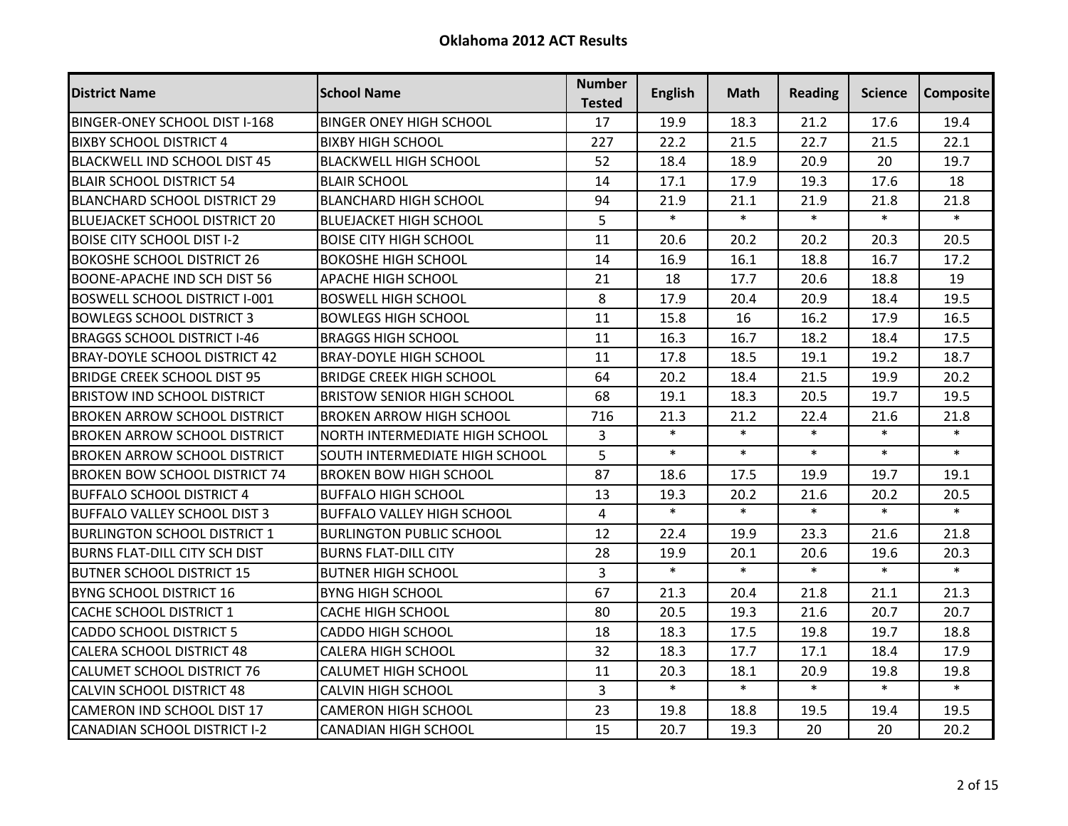# Oklahoma 2012 ACT Results

| District Name | School Name | Number Tested | English | Math | Reading | Science | Composite |
|---|---|---|---|---|---|---|---|
| BINGER-ONEY SCHOOL DIST I-168 | BINGER ONEY HIGH SCHOOL | 17 | 19.9 | 18.3 | 21.2 | 17.6 | 19.4 |
| BIXBY SCHOOL DISTRICT 4 | BIXBY HIGH SCHOOL | 227 | 22.2 | 21.5 | 22.7 | 21.5 | 22.1 |
| BLACKWELL IND SCHOOL DIST 45 | BLACKWELL HIGH SCHOOL | 52 | 18.4 | 18.9 | 20.9 | 20 | 19.7 |
| BLAIR SCHOOL DISTRICT 54 | BLAIR SCHOOL | 14 | 17.1 | 17.9 | 19.3 | 17.6 | 18 |
| BLANCHARD SCHOOL DISTRICT 29 | BLANCHARD HIGH SCHOOL | 94 | 21.9 | 21.1 | 21.9 | 21.8 | 21.8 |
| BLUEJACKET SCHOOL DISTRICT 20 | BLUEJACKET HIGH SCHOOL | 5 | * | * | * | * | * |
| BOISE CITY SCHOOL DIST I-2 | BOISE CITY HIGH SCHOOL | 11 | 20.6 | 20.2 | 20.2 | 20.3 | 20.5 |
| BOKOSHE SCHOOL DISTRICT 26 | BOKOSHE HIGH SCHOOL | 14 | 16.9 | 16.1 | 18.8 | 16.7 | 17.2 |
| BOONE-APACHE IND SCH DIST 56 | APACHE HIGH SCHOOL | 21 | 18 | 17.7 | 20.6 | 18.8 | 19 |
| BOSWELL SCHOOL DISTRICT I-001 | BOSWELL HIGH SCHOOL | 8 | 17.9 | 20.4 | 20.9 | 18.4 | 19.5 |
| BOWLEGS SCHOOL DISTRICT 3 | BOWLEGS HIGH SCHOOL | 11 | 15.8 | 16 | 16.2 | 17.9 | 16.5 |
| BRAGGS SCHOOL DISTRICT I-46 | BRAGGS HIGH SCHOOL | 11 | 16.3 | 16.7 | 18.2 | 18.4 | 17.5 |
| BRAY-DOYLE SCHOOL DISTRICT 42 | BRAY-DOYLE HIGH SCHOOL | 11 | 17.8 | 18.5 | 19.1 | 19.2 | 18.7 |
| BRIDGE CREEK SCHOOL DIST 95 | BRIDGE CREEK HIGH SCHOOL | 64 | 20.2 | 18.4 | 21.5 | 19.9 | 20.2 |
| BRISTOW IND SCHOOL DISTRICT | BRISTOW SENIOR HIGH SCHOOL | 68 | 19.1 | 18.3 | 20.5 | 19.7 | 19.5 |
| BROKEN ARROW SCHOOL DISTRICT | BROKEN ARROW HIGH SCHOOL | 716 | 21.3 | 21.2 | 22.4 | 21.6 | 21.8 |
| BROKEN ARROW SCHOOL DISTRICT | NORTH INTERMEDIATE HIGH SCHOOL | 3 | * | * | * | * | * |
| BROKEN ARROW SCHOOL DISTRICT | SOUTH INTERMEDIATE HIGH SCHOOL | 5 | * | * | * | * | * |
| BROKEN BOW SCHOOL DISTRICT 74 | BROKEN BOW HIGH SCHOOL | 87 | 18.6 | 17.5 | 19.9 | 19.7 | 19.1 |
| BUFFALO SCHOOL DISTRICT 4 | BUFFALO HIGH SCHOOL | 13 | 19.3 | 20.2 | 21.6 | 20.2 | 20.5 |
| BUFFALO VALLEY SCHOOL DIST 3 | BUFFALO VALLEY HIGH SCHOOL | 4 | * | * | * | * | * |
| BURLINGTON SCHOOL DISTRICT 1 | BURLINGTON PUBLIC SCHOOL | 12 | 22.4 | 19.9 | 23.3 | 21.6 | 21.8 |
| BURNS FLAT-DILL CITY SCH DIST | BURNS FLAT-DILL CITY | 28 | 19.9 | 20.1 | 20.6 | 19.6 | 20.3 |
| BUTNER SCHOOL DISTRICT 15 | BUTNER HIGH SCHOOL | 3 | * | * | * | * | * |
| BYNG SCHOOL DISTRICT 16 | BYNG HIGH SCHOOL | 67 | 21.3 | 20.4 | 21.8 | 21.1 | 21.3 |
| CACHE SCHOOL DISTRICT 1 | CACHE HIGH SCHOOL | 80 | 20.5 | 19.3 | 21.6 | 20.7 | 20.7 |
| CADDO SCHOOL DISTRICT 5 | CADDO HIGH SCHOOL | 18 | 18.3 | 17.5 | 19.8 | 19.7 | 18.8 |
| CALERA SCHOOL DISTRICT 48 | CALERA HIGH SCHOOL | 32 | 18.3 | 17.7 | 17.1 | 18.4 | 17.9 |
| CALUMET SCHOOL DISTRICT 76 | CALUMET HIGH SCHOOL | 11 | 20.3 | 18.1 | 20.9 | 19.8 | 19.8 |
| CALVIN SCHOOL DISTRICT 48 | CALVIN HIGH SCHOOL | 3 | * | * | * | * | * |
| CAMERON IND SCHOOL DIST 17 | CAMERON HIGH SCHOOL | 23 | 19.8 | 18.8 | 19.5 | 19.4 | 19.5 |
| CANADIAN SCHOOL DISTRICT I-2 | CANADIAN HIGH SCHOOL | 15 | 20.7 | 19.3 | 20 | 20 | 20.2 |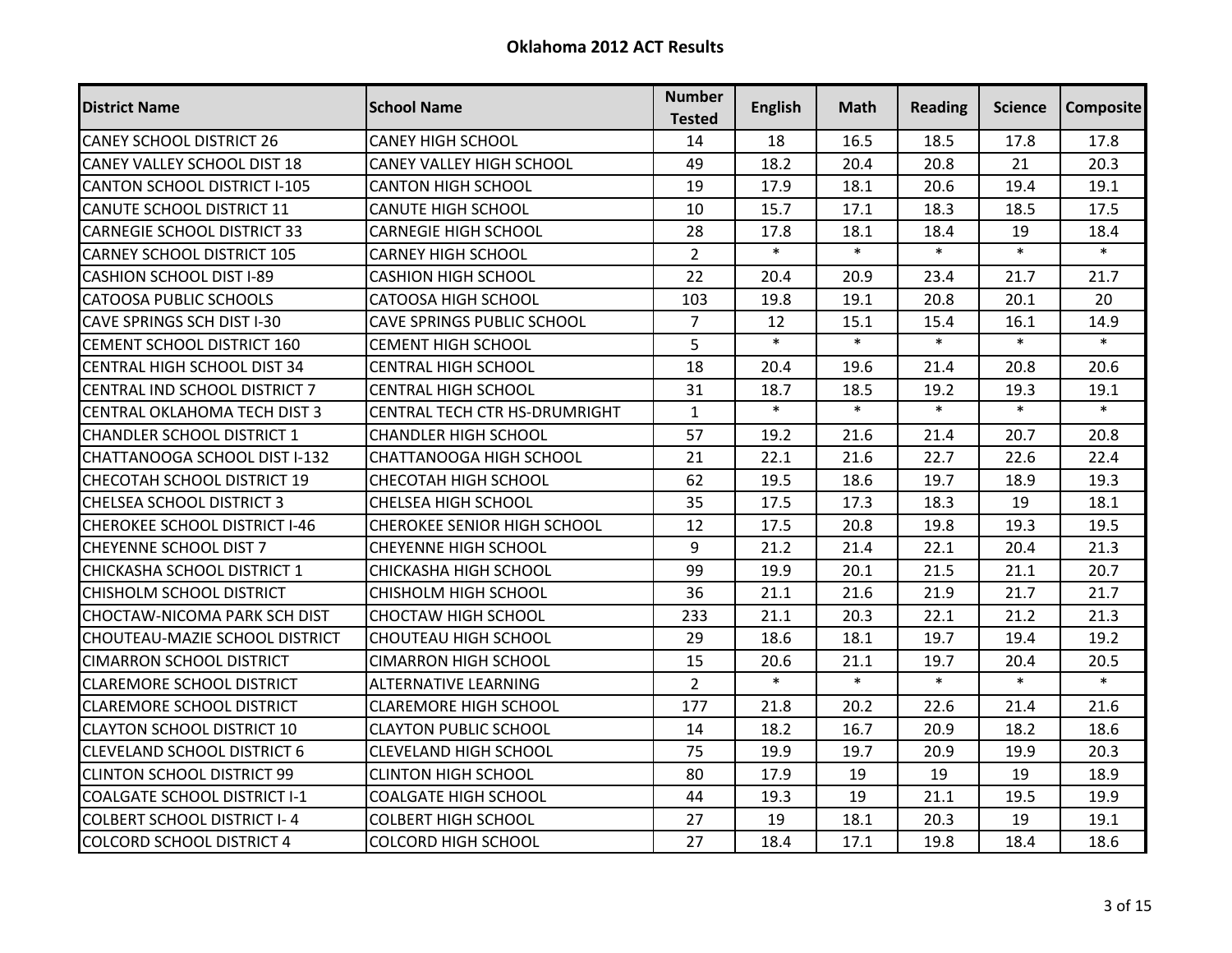# Oklahoma 2012 ACT Results

| District Name | School Name | Number Tested | English | Math | Reading | Science | Composite |
|---|---|---|---|---|---|---|---|
| CANEY SCHOOL DISTRICT 26 | CANEY HIGH SCHOOL | 14 | 18 | 16.5 | 18.5 | 17.8 | 17.8 |
| CANEY VALLEY SCHOOL DIST 18 | CANEY VALLEY HIGH SCHOOL | 49 | 18.2 | 20.4 | 20.8 | 21 | 20.3 |
| CANTON SCHOOL DISTRICT I-105 | CANTON HIGH SCHOOL | 19 | 17.9 | 18.1 | 20.6 | 19.4 | 19.1 |
| CANUTE SCHOOL DISTRICT 11 | CANUTE HIGH SCHOOL | 10 | 15.7 | 17.1 | 18.3 | 18.5 | 17.5 |
| CARNEGIE SCHOOL DISTRICT 33 | CARNEGIE HIGH SCHOOL | 28 | 17.8 | 18.1 | 18.4 | 19 | 18.4 |
| CARNEY SCHOOL DISTRICT 105 | CARNEY HIGH SCHOOL | 2 | * | * | * | * | * |
| CASHION SCHOOL DIST I-89 | CASHION HIGH SCHOOL | 22 | 20.4 | 20.9 | 23.4 | 21.7 | 21.7 |
| CATOOSA PUBLIC SCHOOLS | CATOOSA HIGH SCHOOL | 103 | 19.8 | 19.1 | 20.8 | 20.1 | 20 |
| CAVE SPRINGS SCH DIST I-30 | CAVE SPRINGS PUBLIC SCHOOL | 7 | 12 | 15.1 | 15.4 | 16.1 | 14.9 |
| CEMENT SCHOOL DISTRICT 160 | CEMENT HIGH SCHOOL | 5 | * | * | * | * | * |
| CENTRAL HIGH SCHOOL DIST 34 | CENTRAL HIGH SCHOOL | 18 | 20.4 | 19.6 | 21.4 | 20.8 | 20.6 |
| CENTRAL IND SCHOOL DISTRICT 7 | CENTRAL HIGH SCHOOL | 31 | 18.7 | 18.5 | 19.2 | 19.3 | 19.1 |
| CENTRAL OKLAHOMA TECH DIST 3 | CENTRAL TECH CTR HS-DRUMRIGHT | 1 | * | * | * | * | * |
| CHANDLER SCHOOL DISTRICT 1 | CHANDLER HIGH SCHOOL | 57 | 19.2 | 21.6 | 21.4 | 20.7 | 20.8 |
| CHATTANOOGA SCHOOL DIST I-132 | CHATTANOOGA HIGH SCHOOL | 21 | 22.1 | 21.6 | 22.7 | 22.6 | 22.4 |
| CHECOTAH SCHOOL DISTRICT 19 | CHECOTAH HIGH SCHOOL | 62 | 19.5 | 18.6 | 19.7 | 18.9 | 19.3 |
| CHELSEA SCHOOL DISTRICT 3 | CHELSEA HIGH SCHOOL | 35 | 17.5 | 17.3 | 18.3 | 19 | 18.1 |
| CHEROKEE SCHOOL DISTRICT I-46 | CHEROKEE SENIOR HIGH SCHOOL | 12 | 17.5 | 20.8 | 19.8 | 19.3 | 19.5 |
| CHEYENNE SCHOOL DIST 7 | CHEYENNE HIGH SCHOOL | 9 | 21.2 | 21.4 | 22.1 | 20.4 | 21.3 |
| CHICKASHA SCHOOL DISTRICT 1 | CHICKASHA HIGH SCHOOL | 99 | 19.9 | 20.1 | 21.5 | 21.1 | 20.7 |
| CHISHOLM SCHOOL DISTRICT | CHISHOLM HIGH SCHOOL | 36 | 21.1 | 21.6 | 21.9 | 21.7 | 21.7 |
| CHOCTAW-NICOMA PARK SCH DIST | CHOCTAW HIGH SCHOOL | 233 | 21.1 | 20.3 | 22.1 | 21.2 | 21.3 |
| CHOUTEAU-MAZIE SCHOOL DISTRICT | CHOUTEAU HIGH SCHOOL | 29 | 18.6 | 18.1 | 19.7 | 19.4 | 19.2 |
| CIMARRON SCHOOL DISTRICT | CIMARRON HIGH SCHOOL | 15 | 20.6 | 21.1 | 19.7 | 20.4 | 20.5 |
| CLAREMORE SCHOOL DISTRICT | ALTERNATIVE LEARNING | 2 | * | * | * | * | * |
| CLAREMORE SCHOOL DISTRICT | CLAREMORE HIGH SCHOOL | 177 | 21.8 | 20.2 | 22.6 | 21.4 | 21.6 |
| CLAYTON SCHOOL DISTRICT 10 | CLAYTON PUBLIC SCHOOL | 14 | 18.2 | 16.7 | 20.9 | 18.2 | 18.6 |
| CLEVELAND SCHOOL DISTRICT 6 | CLEVELAND HIGH SCHOOL | 75 | 19.9 | 19.7 | 20.9 | 19.9 | 20.3 |
| CLINTON SCHOOL DISTRICT 99 | CLINTON HIGH SCHOOL | 80 | 17.9 | 19 | 19 | 19 | 18.9 |
| COALGATE SCHOOL DISTRICT I-1 | COALGATE HIGH SCHOOL | 44 | 19.3 | 19 | 21.1 | 19.5 | 19.9 |
| COLBERT SCHOOL DISTRICT I- 4 | COLBERT HIGH SCHOOL | 27 | 19 | 18.1 | 20.3 | 19 | 19.1 |
| COLCORD SCHOOL DISTRICT 4 | COLCORD HIGH SCHOOL | 27 | 18.4 | 17.1 | 19.8 | 18.4 | 18.6 |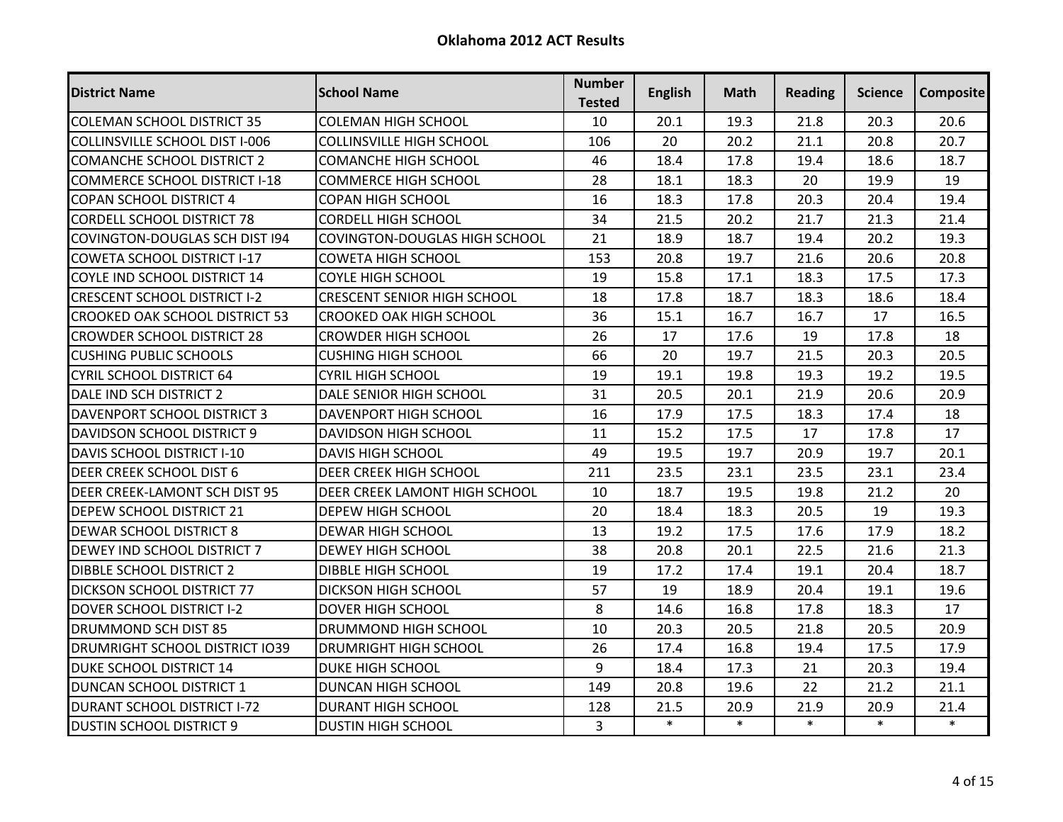# Oklahoma 2012 ACT Results

| District Name | School Name | Number Tested | English | Math | Reading | Science | Composite |
|---|---|---|---|---|---|---|---|
| COLEMAN SCHOOL DISTRICT 35 | COLEMAN HIGH SCHOOL | 10 | 20.1 | 19.3 | 21.8 | 20.3 | 20.6 |
| COLLINSVILLE SCHOOL DIST I-006 | COLLINSVILLE HIGH SCHOOL | 106 | 20 | 20.2 | 21.1 | 20.8 | 20.7 |
| COMANCHE SCHOOL DISTRICT 2 | COMANCHE HIGH SCHOOL | 46 | 18.4 | 17.8 | 19.4 | 18.6 | 18.7 |
| COMMERCE SCHOOL DISTRICT I-18 | COMMERCE HIGH SCHOOL | 28 | 18.1 | 18.3 | 20 | 19.9 | 19 |
| COPAN SCHOOL DISTRICT 4 | COPAN HIGH SCHOOL | 16 | 18.3 | 17.8 | 20.3 | 20.4 | 19.4 |
| CORDELL SCHOOL DISTRICT 78 | CORDELL HIGH SCHOOL | 34 | 21.5 | 20.2 | 21.7 | 21.3 | 21.4 |
| COVINGTON-DOUGLAS SCH DIST I94 | COVINGTON-DOUGLAS HIGH SCHOOL | 21 | 18.9 | 18.7 | 19.4 | 20.2 | 19.3 |
| COWETA SCHOOL DISTRICT I-17 | COWETA HIGH SCHOOL | 153 | 20.8 | 19.7 | 21.6 | 20.6 | 20.8 |
| COYLE IND SCHOOL DISTRICT 14 | COYLE HIGH SCHOOL | 19 | 15.8 | 17.1 | 18.3 | 17.5 | 17.3 |
| CRESCENT SCHOOL DISTRICT I-2 | CRESCENT SENIOR HIGH SCHOOL | 18 | 17.8 | 18.7 | 18.3 | 18.6 | 18.4 |
| CROOKED OAK SCHOOL DISTRICT 53 | CROOKED OAK HIGH SCHOOL | 36 | 15.1 | 16.7 | 16.7 | 17 | 16.5 |
| CROWDER SCHOOL DISTRICT 28 | CROWDER HIGH SCHOOL | 26 | 17 | 17.6 | 19 | 17.8 | 18 |
| CUSHING PUBLIC SCHOOLS | CUSHING HIGH SCHOOL | 66 | 20 | 19.7 | 21.5 | 20.3 | 20.5 |
| CYRIL SCHOOL DISTRICT 64 | CYRIL HIGH SCHOOL | 19 | 19.1 | 19.8 | 19.3 | 19.2 | 19.5 |
| DALE IND SCH DISTRICT 2 | DALE SENIOR HIGH SCHOOL | 31 | 20.5 | 20.1 | 21.9 | 20.6 | 20.9 |
| DAVENPORT SCHOOL DISTRICT 3 | DAVENPORT HIGH SCHOOL | 16 | 17.9 | 17.5 | 18.3 | 17.4 | 18 |
| DAVIDSON SCHOOL DISTRICT 9 | DAVIDSON HIGH SCHOOL | 11 | 15.2 | 17.5 | 17 | 17.8 | 17 |
| DAVIS SCHOOL DISTRICT I-10 | DAVIS HIGH SCHOOL | 49 | 19.5 | 19.7 | 20.9 | 19.7 | 20.1 |
| DEER CREEK SCHOOL DIST 6 | DEER CREEK HIGH SCHOOL | 211 | 23.5 | 23.1 | 23.5 | 23.1 | 23.4 |
| DEER CREEK-LAMONT SCH DIST 95 | DEER CREEK LAMONT HIGH SCHOOL | 10 | 18.7 | 19.5 | 19.8 | 21.2 | 20 |
| DEPEW SCHOOL DISTRICT 21 | DEPEW HIGH SCHOOL | 20 | 18.4 | 18.3 | 20.5 | 19 | 19.3 |
| DEWAR SCHOOL DISTRICT 8 | DEWAR HIGH SCHOOL | 13 | 19.2 | 17.5 | 17.6 | 17.9 | 18.2 |
| DEWEY IND SCHOOL DISTRICT 7 | DEWEY HIGH SCHOOL | 38 | 20.8 | 20.1 | 22.5 | 21.6 | 21.3 |
| DIBBLE SCHOOL DISTRICT 2 | DIBBLE HIGH SCHOOL | 19 | 17.2 | 17.4 | 19.1 | 20.4 | 18.7 |
| DICKSON SCHOOL DISTRICT 77 | DICKSON HIGH SCHOOL | 57 | 19 | 18.9 | 20.4 | 19.1 | 19.6 |
| DOVER SCHOOL DISTRICT I-2 | DOVER HIGH SCHOOL | 8 | 14.6 | 16.8 | 17.8 | 18.3 | 17 |
| DRUMMOND SCH DIST 85 | DRUMMOND HIGH SCHOOL | 10 | 20.3 | 20.5 | 21.8 | 20.5 | 20.9 |
| DRUMRIGHT SCHOOL DISTRICT IO39 | DRUMRIGHT HIGH SCHOOL | 26 | 17.4 | 16.8 | 19.4 | 17.5 | 17.9 |
| DUKE SCHOOL DISTRICT 14 | DUKE HIGH SCHOOL | 9 | 18.4 | 17.3 | 21 | 20.3 | 19.4 |
| DUNCAN SCHOOL DISTRICT 1 | DUNCAN HIGH SCHOOL | 149 | 20.8 | 19.6 | 22 | 21.2 | 21.1 |
| DURANT SCHOOL DISTRICT I-72 | DURANT HIGH SCHOOL | 128 | 21.5 | 20.9 | 21.9 | 20.9 | 21.4 |
| DUSTIN SCHOOL DISTRICT 9 | DUSTIN HIGH SCHOOL | 3 | * | * | * | * | * |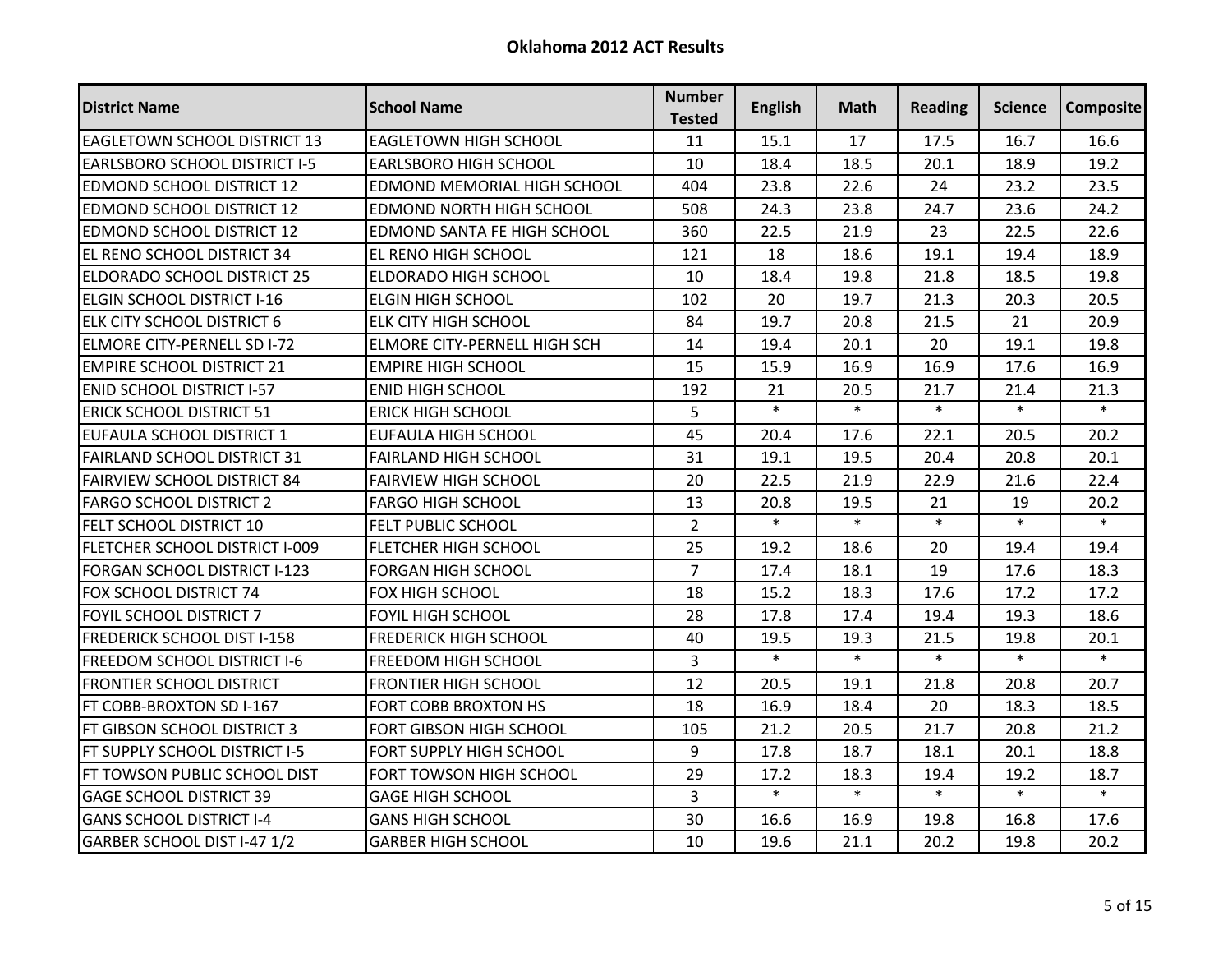## Oklahoma 2012 ACT Results

| District Name | School Name | Number Tested | English | Math | Reading | Science | Composite |
|---|---|---|---|---|---|---|---|
| EAGLETOWN SCHOOL DISTRICT 13 | EAGLETOWN HIGH SCHOOL | 11 | 15.1 | 17 | 17.5 | 16.7 | 16.6 |
| EARLSBORO SCHOOL DISTRICT I-5 | EARLSBORO HIGH SCHOOL | 10 | 18.4 | 18.5 | 20.1 | 18.9 | 19.2 |
| EDMOND SCHOOL DISTRICT 12 | EDMOND MEMORIAL HIGH SCHOOL | 404 | 23.8 | 22.6 | 24 | 23.2 | 23.5 |
| EDMOND SCHOOL DISTRICT 12 | EDMOND NORTH HIGH SCHOOL | 508 | 24.3 | 23.8 | 24.7 | 23.6 | 24.2 |
| EDMOND SCHOOL DISTRICT 12 | EDMOND SANTA FE HIGH SCHOOL | 360 | 22.5 | 21.9 | 23 | 22.5 | 22.6 |
| EL RENO SCHOOL DISTRICT 34 | EL RENO HIGH SCHOOL | 121 | 18 | 18.6 | 19.1 | 19.4 | 18.9 |
| ELDORADO SCHOOL DISTRICT 25 | ELDORADO HIGH SCHOOL | 10 | 18.4 | 19.8 | 21.8 | 18.5 | 19.8 |
| ELGIN SCHOOL DISTRICT I-16 | ELGIN HIGH SCHOOL | 102 | 20 | 19.7 | 21.3 | 20.3 | 20.5 |
| ELK CITY SCHOOL DISTRICT 6 | ELK CITY HIGH SCHOOL | 84 | 19.7 | 20.8 | 21.5 | 21 | 20.9 |
| ELMORE CITY-PERNELL SD I-72 | ELMORE CITY-PERNELL HIGH SCH | 14 | 19.4 | 20.1 | 20 | 19.1 | 19.8 |
| EMPIRE SCHOOL DISTRICT 21 | EMPIRE HIGH SCHOOL | 15 | 15.9 | 16.9 | 16.9 | 17.6 | 16.9 |
| ENID SCHOOL DISTRICT I-57 | ENID HIGH SCHOOL | 192 | 21 | 20.5 | 21.7 | 21.4 | 21.3 |
| ERICK SCHOOL DISTRICT 51 | ERICK HIGH SCHOOL | 5 | * | * | * | * | * |
| EUFAULA SCHOOL DISTRICT 1 | EUFAULA HIGH SCHOOL | 45 | 20.4 | 17.6 | 22.1 | 20.5 | 20.2 |
| FAIRLAND SCHOOL DISTRICT 31 | FAIRLAND HIGH SCHOOL | 31 | 19.1 | 19.5 | 20.4 | 20.8 | 20.1 |
| FAIRVIEW SCHOOL DISTRICT 84 | FAIRVIEW HIGH SCHOOL | 20 | 22.5 | 21.9 | 22.9 | 21.6 | 22.4 |
| FARGO SCHOOL DISTRICT 2 | FARGO HIGH SCHOOL | 13 | 20.8 | 19.5 | 21 | 19 | 20.2 |
| FELT SCHOOL DISTRICT 10 | FELT PUBLIC SCHOOL | 2 | * | * | * | * | * |
| FLETCHER SCHOOL DISTRICT I-009 | FLETCHER HIGH SCHOOL | 25 | 19.2 | 18.6 | 20 | 19.4 | 19.4 |
| FORGAN SCHOOL DISTRICT I-123 | FORGAN HIGH SCHOOL | 7 | 17.4 | 18.1 | 19 | 17.6 | 18.3 |
| FOX SCHOOL DISTRICT 74 | FOX HIGH SCHOOL | 18 | 15.2 | 18.3 | 17.6 | 17.2 | 17.2 |
| FOYIL SCHOOL DISTRICT 7 | FOYIL HIGH SCHOOL | 28 | 17.8 | 17.4 | 19.4 | 19.3 | 18.6 |
| FREDERICK SCHOOL DIST I-158 | FREDERICK HIGH SCHOOL | 40 | 19.5 | 19.3 | 21.5 | 19.8 | 20.1 |
| FREEDOM SCHOOL DISTRICT I-6 | FREEDOM HIGH SCHOOL | 3 | * | * | * | * | * |
| FRONTIER SCHOOL DISTRICT | FRONTIER HIGH SCHOOL | 12 | 20.5 | 19.1 | 21.8 | 20.8 | 20.7 |
| FT COBB-BROXTON SD I-167 | FORT COBB BROXTON HS | 18 | 16.9 | 18.4 | 20 | 18.3 | 18.5 |
| FT GIBSON SCHOOL DISTRICT 3 | FORT GIBSON HIGH SCHOOL | 105 | 21.2 | 20.5 | 21.7 | 20.8 | 21.2 |
| FT SUPPLY SCHOOL DISTRICT I-5 | FORT SUPPLY HIGH SCHOOL | 9 | 17.8 | 18.7 | 18.1 | 20.1 | 18.8 |
| FT TOWSON PUBLIC SCHOOL DIST | FORT TOWSON HIGH SCHOOL | 29 | 17.2 | 18.3 | 19.4 | 19.2 | 18.7 |
| GAGE SCHOOL DISTRICT 39 | GAGE HIGH SCHOOL | 3 | * | * | * | * | * |
| GANS SCHOOL DISTRICT I-4 | GANS HIGH SCHOOL | 30 | 16.6 | 16.9 | 19.8 | 16.8 | 17.6 |
| GARBER SCHOOL DIST I-47 1/2 | GARBER HIGH SCHOOL | 10 | 19.6 | 21.1 | 20.2 | 19.8 | 20.2 |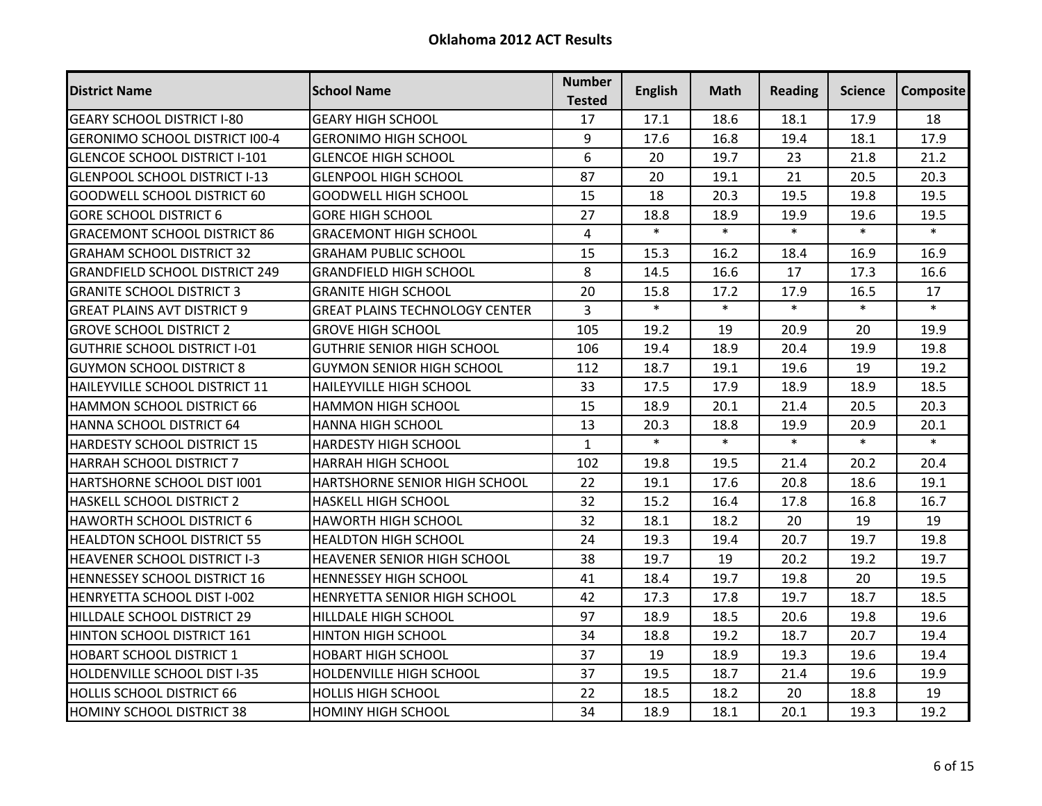# Oklahoma 2012 ACT Results

| District Name | School Name | Number Tested | English | Math | Reading | Science | Composite |
|---|---|---|---|---|---|---|---|
| GEARY SCHOOL DISTRICT I-80 | GEARY HIGH SCHOOL | 17 | 17.1 | 18.6 | 18.1 | 17.9 | 18 |
| GERONIMO SCHOOL DISTRICT I00-4 | GERONIMO HIGH SCHOOL | 9 | 17.6 | 16.8 | 19.4 | 18.1 | 17.9 |
| GLENCOE SCHOOL DISTRICT I-101 | GLENCOE HIGH SCHOOL | 6 | 20 | 19.7 | 23 | 21.8 | 21.2 |
| GLENPOOL SCHOOL DISTRICT I-13 | GLENPOOL HIGH SCHOOL | 87 | 20 | 19.1 | 21 | 20.5 | 20.3 |
| GOODWELL SCHOOL DISTRICT 60 | GOODWELL HIGH SCHOOL | 15 | 18 | 20.3 | 19.5 | 19.8 | 19.5 |
| GORE SCHOOL DISTRICT 6 | GORE HIGH SCHOOL | 27 | 18.8 | 18.9 | 19.9 | 19.6 | 19.5 |
| GRACEMONT SCHOOL DISTRICT 86 | GRACEMONT HIGH SCHOOL | 4 | * | * | * | * | * |
| GRAHAM SCHOOL DISTRICT 32 | GRAHAM PUBLIC SCHOOL | 15 | 15.3 | 16.2 | 18.4 | 16.9 | 16.9 |
| GRANDFIELD SCHOOL DISTRICT 249 | GRANDFIELD HIGH SCHOOL | 8 | 14.5 | 16.6 | 17 | 17.3 | 16.6 |
| GRANITE SCHOOL DISTRICT 3 | GRANITE HIGH SCHOOL | 20 | 15.8 | 17.2 | 17.9 | 16.5 | 17 |
| GREAT PLAINS AVT DISTRICT 9 | GREAT PLAINS TECHNOLOGY CENTER | 3 | * | * | * | * | * |
| GROVE SCHOOL DISTRICT 2 | GROVE HIGH SCHOOL | 105 | 19.2 | 19 | 20.9 | 20 | 19.9 |
| GUTHRIE SCHOOL DISTRICT I-01 | GUTHRIE SENIOR HIGH SCHOOL | 106 | 19.4 | 18.9 | 20.4 | 19.9 | 19.8 |
| GUYMON SCHOOL DISTRICT 8 | GUYMON SENIOR HIGH SCHOOL | 112 | 18.7 | 19.1 | 19.6 | 19 | 19.2 |
| HAILEYVILLE SCHOOL DISTRICT 11 | HAILEYVILLE HIGH SCHOOL | 33 | 17.5 | 17.9 | 18.9 | 18.9 | 18.5 |
| HAMMON SCHOOL DISTRICT 66 | HAMMON HIGH SCHOOL | 15 | 18.9 | 20.1 | 21.4 | 20.5 | 20.3 |
| HANNA SCHOOL DISTRICT 64 | HANNA HIGH SCHOOL | 13 | 20.3 | 18.8 | 19.9 | 20.9 | 20.1 |
| HARDESTY SCHOOL DISTRICT 15 | HARDESTY HIGH SCHOOL | 1 | * | * | * | * | * |
| HARRAH SCHOOL DISTRICT 7 | HARRAH HIGH SCHOOL | 102 | 19.8 | 19.5 | 21.4 | 20.2 | 20.4 |
| HARTSHORNE SCHOOL DIST I001 | HARTSHORNE SENIOR HIGH SCHOOL | 22 | 19.1 | 17.6 | 20.8 | 18.6 | 19.1 |
| HASKELL SCHOOL DISTRICT 2 | HASKELL HIGH SCHOOL | 32 | 15.2 | 16.4 | 17.8 | 16.8 | 16.7 |
| HAWORTH SCHOOL DISTRICT 6 | HAWORTH HIGH SCHOOL | 32 | 18.1 | 18.2 | 20 | 19 | 19 |
| HEALDTON SCHOOL DISTRICT 55 | HEALDTON HIGH SCHOOL | 24 | 19.3 | 19.4 | 20.7 | 19.7 | 19.8 |
| HEAVENER SCHOOL DISTRICT I-3 | HEAVENER SENIOR HIGH SCHOOL | 38 | 19.7 | 19 | 20.2 | 19.2 | 19.7 |
| HENNESSEY SCHOOL DISTRICT 16 | HENNESSEY HIGH SCHOOL | 41 | 18.4 | 19.7 | 19.8 | 20 | 19.5 |
| HENRYETTA SCHOOL DIST I-002 | HENRYETTA SENIOR HIGH SCHOOL | 42 | 17.3 | 17.8 | 19.7 | 18.7 | 18.5 |
| HILLDALE SCHOOL DISTRICT 29 | HILLDALE HIGH SCHOOL | 97 | 18.9 | 18.5 | 20.6 | 19.8 | 19.6 |
| HINTON SCHOOL DISTRICT 161 | HINTON HIGH SCHOOL | 34 | 18.8 | 19.2 | 18.7 | 20.7 | 19.4 |
| HOBART SCHOOL DISTRICT 1 | HOBART HIGH SCHOOL | 37 | 19 | 18.9 | 19.3 | 19.6 | 19.4 |
| HOLDENVILLE SCHOOL DIST I-35 | HOLDENVILLE HIGH SCHOOL | 37 | 19.5 | 18.7 | 21.4 | 19.6 | 19.9 |
| HOLLIS SCHOOL DISTRICT 66 | HOLLIS HIGH SCHOOL | 22 | 18.5 | 18.2 | 20 | 18.8 | 19 |
| HOMINY SCHOOL DISTRICT 38 | HOMINY HIGH SCHOOL | 34 | 18.9 | 18.1 | 20.1 | 19.3 | 19.2 |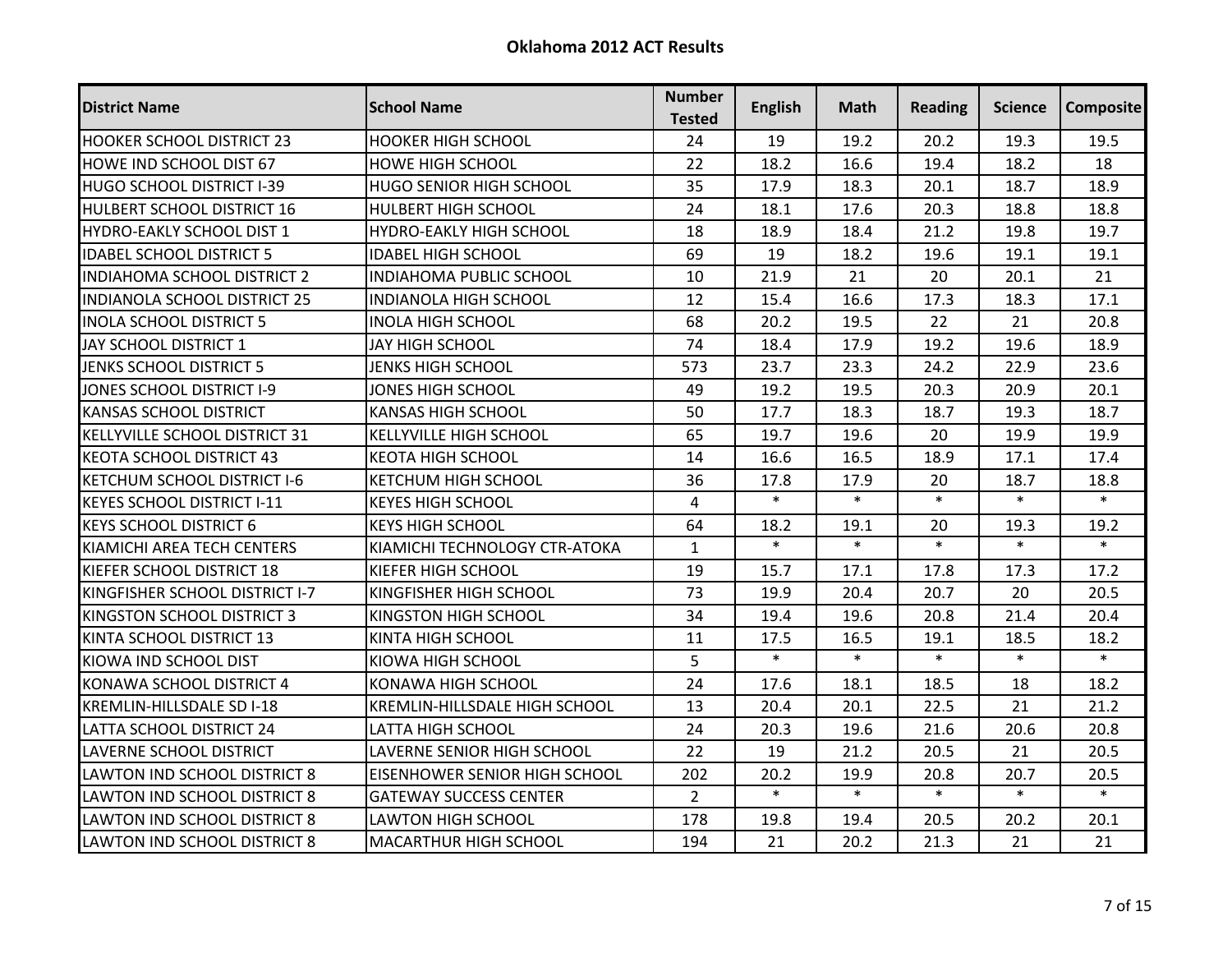# Oklahoma 2012 ACT Results

| District Name | School Name | Number Tested | English | Math | Reading | Science | Composite |
|---|---|---|---|---|---|---|---|
| HOOKER SCHOOL DISTRICT 23 | HOOKER HIGH SCHOOL | 24 | 19 | 19.2 | 20.2 | 19.3 | 19.5 |
| HOWE IND SCHOOL DIST 67 | HOWE HIGH SCHOOL | 22 | 18.2 | 16.6 | 19.4 | 18.2 | 18 |
| HUGO SCHOOL DISTRICT I-39 | HUGO SENIOR HIGH SCHOOL | 35 | 17.9 | 18.3 | 20.1 | 18.7 | 18.9 |
| HULBERT SCHOOL DISTRICT 16 | HULBERT HIGH SCHOOL | 24 | 18.1 | 17.6 | 20.3 | 18.8 | 18.8 |
| HYDRO-EAKLY SCHOOL DIST 1 | HYDRO-EAKLY HIGH SCHOOL | 18 | 18.9 | 18.4 | 21.2 | 19.8 | 19.7 |
| IDABEL SCHOOL DISTRICT 5 | IDABEL HIGH SCHOOL | 69 | 19 | 18.2 | 19.6 | 19.1 | 19.1 |
| INDIAHOMA SCHOOL DISTRICT 2 | INDIAHOMA PUBLIC SCHOOL | 10 | 21.9 | 21 | 20 | 20.1 | 21 |
| INDIANOLA SCHOOL DISTRICT 25 | INDIANOLA HIGH SCHOOL | 12 | 15.4 | 16.6 | 17.3 | 18.3 | 17.1 |
| INOLA SCHOOL DISTRICT 5 | INOLA HIGH SCHOOL | 68 | 20.2 | 19.5 | 22 | 21 | 20.8 |
| JAY SCHOOL DISTRICT 1 | JAY HIGH SCHOOL | 74 | 18.4 | 17.9 | 19.2 | 19.6 | 18.9 |
| JENKS SCHOOL DISTRICT 5 | JENKS HIGH SCHOOL | 573 | 23.7 | 23.3 | 24.2 | 22.9 | 23.6 |
| JONES SCHOOL DISTRICT I-9 | JONES HIGH SCHOOL | 49 | 19.2 | 19.5 | 20.3 | 20.9 | 20.1 |
| KANSAS SCHOOL DISTRICT | KANSAS HIGH SCHOOL | 50 | 17.7 | 18.3 | 18.7 | 19.3 | 18.7 |
| KELLYVILLE SCHOOL DISTRICT 31 | KELLYVILLE HIGH SCHOOL | 65 | 19.7 | 19.6 | 20 | 19.9 | 19.9 |
| KEOTA SCHOOL DISTRICT 43 | KEOTA HIGH SCHOOL | 14 | 16.6 | 16.5 | 18.9 | 17.1 | 17.4 |
| KETCHUM SCHOOL DISTRICT I-6 | KETCHUM HIGH SCHOOL | 36 | 17.8 | 17.9 | 20 | 18.7 | 18.8 |
| KEYES SCHOOL DISTRICT I-11 | KEYES HIGH SCHOOL | 4 | * | * | * | * | * |
| KEYS SCHOOL DISTRICT 6 | KEYS HIGH SCHOOL | 64 | 18.2 | 19.1 | 20 | 19.3 | 19.2 |
| KIAMICHI AREA TECH CENTERS | KIAMICHI TECHNOLOGY CTR-ATOKA | 1 | * | * | * | * | * |
| KIEFER SCHOOL DISTRICT 18 | KIEFER HIGH SCHOOL | 19 | 15.7 | 17.1 | 17.8 | 17.3 | 17.2 |
| KINGFISHER SCHOOL DISTRICT I-7 | KINGFISHER HIGH SCHOOL | 73 | 19.9 | 20.4 | 20.7 | 20 | 20.5 |
| KINGSTON SCHOOL DISTRICT 3 | KINGSTON HIGH SCHOOL | 34 | 19.4 | 19.6 | 20.8 | 21.4 | 20.4 |
| KINTA SCHOOL DISTRICT 13 | KINTA HIGH SCHOOL | 11 | 17.5 | 16.5 | 19.1 | 18.5 | 18.2 |
| KIOWA IND SCHOOL DIST | KIOWA HIGH SCHOOL | 5 | * | * | * | * | * |
| KONAWA SCHOOL DISTRICT 4 | KONAWA HIGH SCHOOL | 24 | 17.6 | 18.1 | 18.5 | 18 | 18.2 |
| KREMLIN-HILLSDALE SD I-18 | KREMLIN-HILLSDALE HIGH SCHOOL | 13 | 20.4 | 20.1 | 22.5 | 21 | 21.2 |
| LATTA SCHOOL DISTRICT 24 | LATTA HIGH SCHOOL | 24 | 20.3 | 19.6 | 21.6 | 20.6 | 20.8 |
| LAVERNE SCHOOL DISTRICT | LAVERNE SENIOR HIGH SCHOOL | 22 | 19 | 21.2 | 20.5 | 21 | 20.5 |
| LAWTON IND SCHOOL DISTRICT 8 | EISENHOWER SENIOR HIGH SCHOOL | 202 | 20.2 | 19.9 | 20.8 | 20.7 | 20.5 |
| LAWTON IND SCHOOL DISTRICT 8 | GATEWAY SUCCESS CENTER | 2 | * | * | * | * | * |
| LAWTON IND SCHOOL DISTRICT 8 | LAWTON HIGH SCHOOL | 178 | 19.8 | 19.4 | 20.5 | 20.2 | 20.1 |
| LAWTON IND SCHOOL DISTRICT 8 | MACARTHUR HIGH SCHOOL | 194 | 21 | 20.2 | 21.3 | 21 | 21 |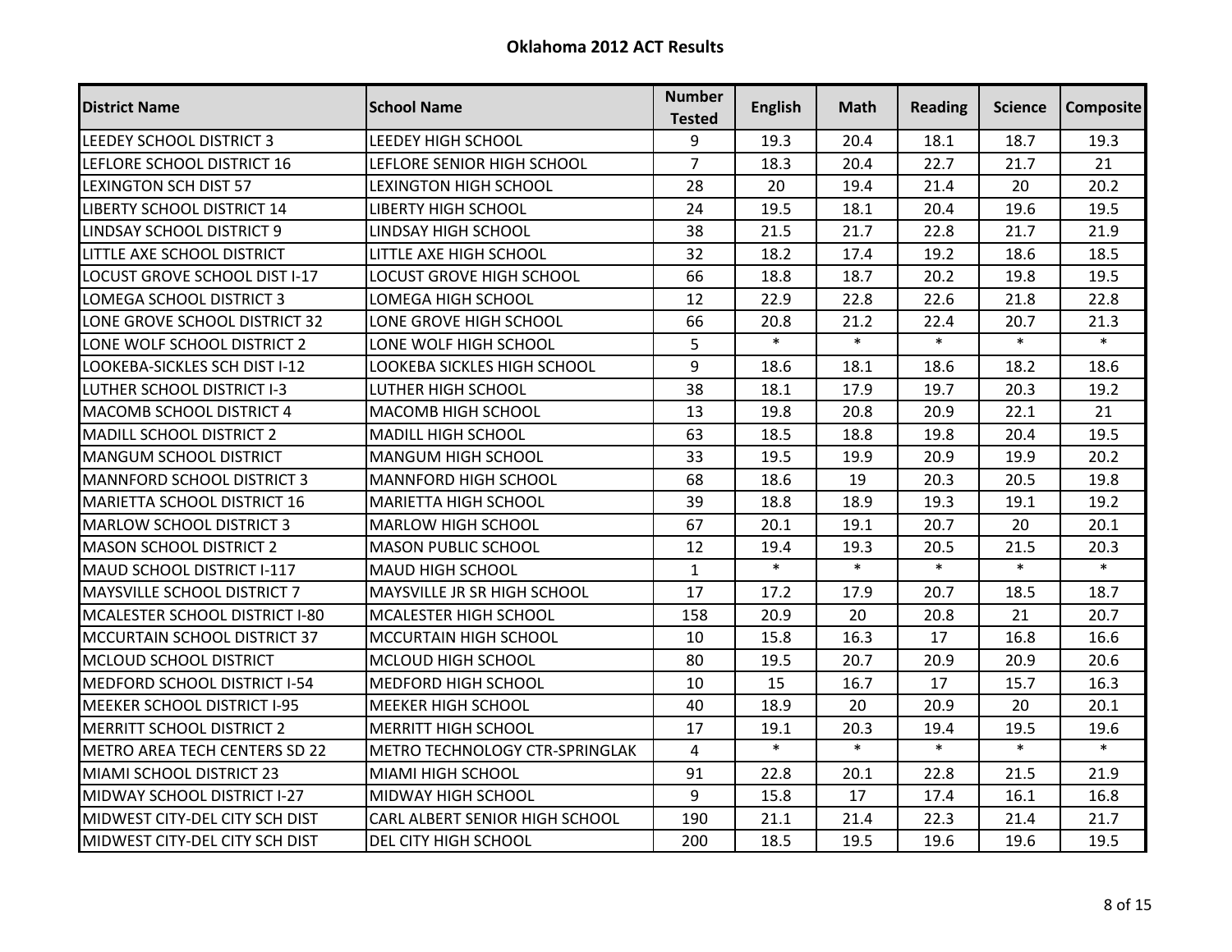## Oklahoma 2012 ACT Results

| District Name | School Name | Number Tested | English | Math | Reading | Science | Composite |
|---|---|---|---|---|---|---|---|
| LEEDEY SCHOOL DISTRICT 3 | LEEDEY HIGH SCHOOL | 9 | 19.3 | 20.4 | 18.1 | 18.7 | 19.3 |
| LEFLORE SCHOOL DISTRICT 16 | LEFLORE SENIOR HIGH SCHOOL | 7 | 18.3 | 20.4 | 22.7 | 21.7 | 21 |
| LEXINGTON SCH DIST 57 | LEXINGTON HIGH SCHOOL | 28 | 20 | 19.4 | 21.4 | 20 | 20.2 |
| LIBERTY SCHOOL DISTRICT 14 | LIBERTY HIGH SCHOOL | 24 | 19.5 | 18.1 | 20.4 | 19.6 | 19.5 |
| LINDSAY SCHOOL DISTRICT 9 | LINDSAY HIGH SCHOOL | 38 | 21.5 | 21.7 | 22.8 | 21.7 | 21.9 |
| LITTLE AXE SCHOOL DISTRICT | LITTLE AXE HIGH SCHOOL | 32 | 18.2 | 17.4 | 19.2 | 18.6 | 18.5 |
| LOCUST GROVE SCHOOL DIST I-17 | LOCUST GROVE HIGH SCHOOL | 66 | 18.8 | 18.7 | 20.2 | 19.8 | 19.5 |
| LOMEGA SCHOOL DISTRICT 3 | LOMEGA HIGH SCHOOL | 12 | 22.9 | 22.8 | 22.6 | 21.8 | 22.8 |
| LONE GROVE SCHOOL DISTRICT 32 | LONE GROVE HIGH SCHOOL | 66 | 20.8 | 21.2 | 22.4 | 20.7 | 21.3 |
| LONE WOLF SCHOOL DISTRICT 2 | LONE WOLF HIGH SCHOOL | 5 | * | * | * | * | * |
| LOOKEBA-SICKLES SCH DIST I-12 | LOOKEBA SICKLES HIGH SCHOOL | 9 | 18.6 | 18.1 | 18.6 | 18.2 | 18.6 |
| LUTHER SCHOOL DISTRICT I-3 | LUTHER HIGH SCHOOL | 38 | 18.1 | 17.9 | 19.7 | 20.3 | 19.2 |
| MACOMB SCHOOL DISTRICT 4 | MACOMB HIGH SCHOOL | 13 | 19.8 | 20.8 | 20.9 | 22.1 | 21 |
| MADILL SCHOOL DISTRICT 2 | MADILL HIGH SCHOOL | 63 | 18.5 | 18.8 | 19.8 | 20.4 | 19.5 |
| MANGUM SCHOOL DISTRICT | MANGUM HIGH SCHOOL | 33 | 19.5 | 19.9 | 20.9 | 19.9 | 20.2 |
| MANNFORD SCHOOL DISTRICT 3 | MANNFORD HIGH SCHOOL | 68 | 18.6 | 19 | 20.3 | 20.5 | 19.8 |
| MARIETTA SCHOOL DISTRICT 16 | MARIETTA HIGH SCHOOL | 39 | 18.8 | 18.9 | 19.3 | 19.1 | 19.2 |
| MARLOW SCHOOL DISTRICT 3 | MARLOW HIGH SCHOOL | 67 | 20.1 | 19.1 | 20.7 | 20 | 20.1 |
| MASON SCHOOL DISTRICT 2 | MASON PUBLIC SCHOOL | 12 | 19.4 | 19.3 | 20.5 | 21.5 | 20.3 |
| MAUD SCHOOL DISTRICT I-117 | MAUD HIGH SCHOOL | 1 | * | * | * | * | * |
| MAYSVILLE SCHOOL DISTRICT 7 | MAYSVILLE JR SR HIGH SCHOOL | 17 | 17.2 | 17.9 | 20.7 | 18.5 | 18.7 |
| MCALESTER SCHOOL DISTRICT I-80 | MCALESTER HIGH SCHOOL | 158 | 20.9 | 20 | 20.8 | 21 | 20.7 |
| MCCURTAIN SCHOOL DISTRICT 37 | MCCURTAIN HIGH SCHOOL | 10 | 15.8 | 16.3 | 17 | 16.8 | 16.6 |
| MCLOUD SCHOOL DISTRICT | MCLOUD HIGH SCHOOL | 80 | 19.5 | 20.7 | 20.9 | 20.9 | 20.6 |
| MEDFORD SCHOOL DISTRICT I-54 | MEDFORD HIGH SCHOOL | 10 | 15 | 16.7 | 17 | 15.7 | 16.3 |
| MEEKER SCHOOL DISTRICT I-95 | MEEKER HIGH SCHOOL | 40 | 18.9 | 20 | 20.9 | 20 | 20.1 |
| MERRITT SCHOOL DISTRICT 2 | MERRITT HIGH SCHOOL | 17 | 19.1 | 20.3 | 19.4 | 19.5 | 19.6 |
| METRO AREA TECH CENTERS SD 22 | METRO TECHNOLOGY CTR-SPRINGLAK | 4 | * | * | * | * | * |
| MIAMI SCHOOL DISTRICT 23 | MIAMI HIGH SCHOOL | 91 | 22.8 | 20.1 | 22.8 | 21.5 | 21.9 |
| MIDWAY SCHOOL DISTRICT I-27 | MIDWAY HIGH SCHOOL | 9 | 15.8 | 17 | 17.4 | 16.1 | 16.8 |
| MIDWEST CITY-DEL CITY SCH DIST | CARL ALBERT SENIOR HIGH SCHOOL | 190 | 21.1 | 21.4 | 22.3 | 21.4 | 21.7 |
| MIDWEST CITY-DEL CITY SCH DIST | DEL CITY HIGH SCHOOL | 200 | 18.5 | 19.5 | 19.6 | 19.6 | 19.5 |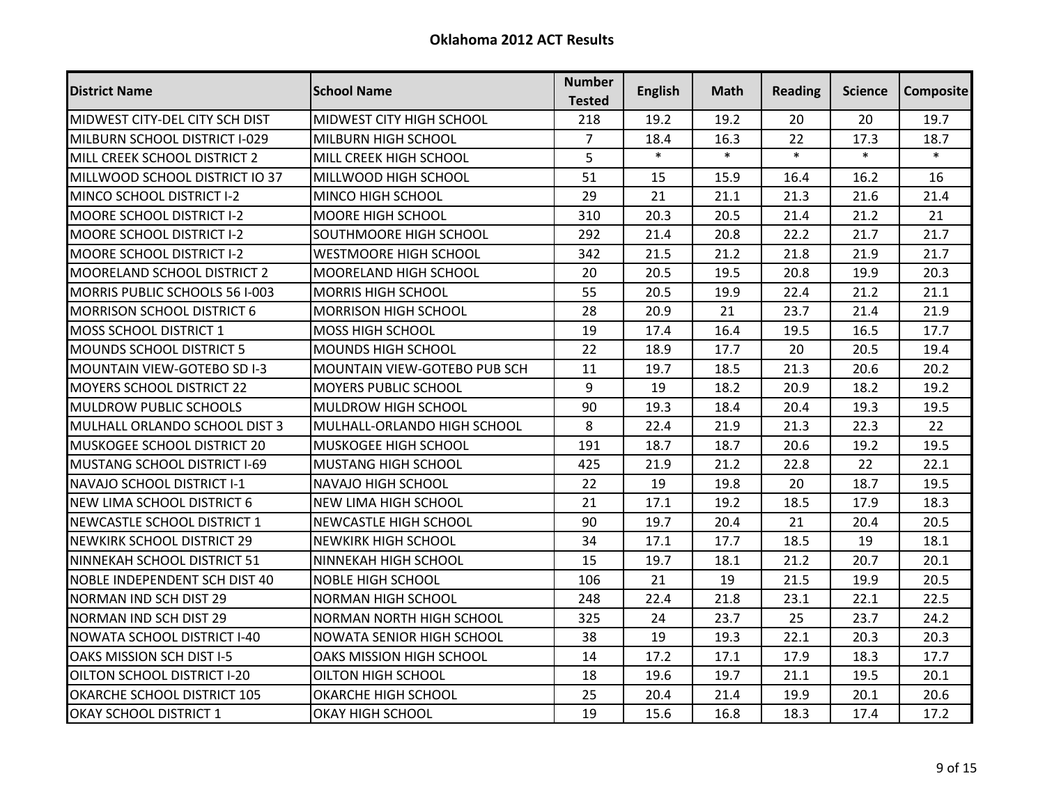# Oklahoma 2012 ACT Results

| District Name | School Name | Number Tested | English | Math | Reading | Science | Composite |
|---|---|---|---|---|---|---|---|
| MIDWEST CITY-DEL CITY SCH DIST | MIDWEST CITY HIGH SCHOOL | 218 | 19.2 | 19.2 | 20 | 20 | 19.7 |
| MILBURN SCHOOL DISTRICT I-029 | MILBURN HIGH SCHOOL | 7 | 18.4 | 16.3 | 22 | 17.3 | 18.7 |
| MILL CREEK SCHOOL DISTRICT 2 | MILL CREEK HIGH SCHOOL | 5 | * | * | * | * | * |
| MILLWOOD SCHOOL DISTRICT IO 37 | MILLWOOD HIGH SCHOOL | 51 | 15 | 15.9 | 16.4 | 16.2 | 16 |
| MINCO SCHOOL DISTRICT I-2 | MINCO HIGH SCHOOL | 29 | 21 | 21.1 | 21.3 | 21.6 | 21.4 |
| MOORE SCHOOL DISTRICT I-2 | MOORE HIGH SCHOOL | 310 | 20.3 | 20.5 | 21.4 | 21.2 | 21 |
| MOORE SCHOOL DISTRICT I-2 | SOUTHMOORE HIGH SCHOOL | 292 | 21.4 | 20.8 | 22.2 | 21.7 | 21.7 |
| MOORE SCHOOL DISTRICT I-2 | WESTMOORE HIGH SCHOOL | 342 | 21.5 | 21.2 | 21.8 | 21.9 | 21.7 |
| MOORELAND SCHOOL DISTRICT 2 | MOORELAND HIGH SCHOOL | 20 | 20.5 | 19.5 | 20.8 | 19.9 | 20.3 |
| MORRIS PUBLIC SCHOOLS 56 I-003 | MORRIS HIGH SCHOOL | 55 | 20.5 | 19.9 | 22.4 | 21.2 | 21.1 |
| MORRISON SCHOOL DISTRICT 6 | MORRISON HIGH SCHOOL | 28 | 20.9 | 21 | 23.7 | 21.4 | 21.9 |
| MOSS SCHOOL DISTRICT 1 | MOSS HIGH SCHOOL | 19 | 17.4 | 16.4 | 19.5 | 16.5 | 17.7 |
| MOUNDS SCHOOL DISTRICT 5 | MOUNDS HIGH SCHOOL | 22 | 18.9 | 17.7 | 20 | 20.5 | 19.4 |
| MOUNTAIN VIEW-GOTEBO SD I-3 | MOUNTAIN VIEW-GOTEBO PUB SCH | 11 | 19.7 | 18.5 | 21.3 | 20.6 | 20.2 |
| MOYERS SCHOOL DISTRICT 22 | MOYERS PUBLIC SCHOOL | 9 | 19 | 18.2 | 20.9 | 18.2 | 19.2 |
| MULDROW PUBLIC SCHOOLS | MULDROW HIGH SCHOOL | 90 | 19.3 | 18.4 | 20.4 | 19.3 | 19.5 |
| MULHALL ORLANDO SCHOOL DIST 3 | MULHALL-ORLANDO HIGH SCHOOL | 8 | 22.4 | 21.9 | 21.3 | 22.3 | 22 |
| MUSKOGEE SCHOOL DISTRICT 20 | MUSKOGEE HIGH SCHOOL | 191 | 18.7 | 18.7 | 20.6 | 19.2 | 19.5 |
| MUSTANG SCHOOL DISTRICT I-69 | MUSTANG HIGH SCHOOL | 425 | 21.9 | 21.2 | 22.8 | 22 | 22.1 |
| NAVAJO SCHOOL DISTRICT I-1 | NAVAJO HIGH SCHOOL | 22 | 19 | 19.8 | 20 | 18.7 | 19.5 |
| NEW LIMA SCHOOL DISTRICT 6 | NEW LIMA HIGH SCHOOL | 21 | 17.1 | 19.2 | 18.5 | 17.9 | 18.3 |
| NEWCASTLE SCHOOL DISTRICT 1 | NEWCASTLE HIGH SCHOOL | 90 | 19.7 | 20.4 | 21 | 20.4 | 20.5 |
| NEWKIRK SCHOOL DISTRICT 29 | NEWKIRK HIGH SCHOOL | 34 | 17.1 | 17.7 | 18.5 | 19 | 18.1 |
| NINNEKAH SCHOOL DISTRICT 51 | NINNEKAH HIGH SCHOOL | 15 | 19.7 | 18.1 | 21.2 | 20.7 | 20.1 |
| NOBLE INDEPENDENT SCH DIST 40 | NOBLE HIGH SCHOOL | 106 | 21 | 19 | 21.5 | 19.9 | 20.5 |
| NORMAN IND SCH DIST 29 | NORMAN HIGH SCHOOL | 248 | 22.4 | 21.8 | 23.1 | 22.1 | 22.5 |
| NORMAN IND SCH DIST 29 | NORMAN NORTH HIGH SCHOOL | 325 | 24 | 23.7 | 25 | 23.7 | 24.2 |
| NOWATA SCHOOL DISTRICT I-40 | NOWATA SENIOR HIGH SCHOOL | 38 | 19 | 19.3 | 22.1 | 20.3 | 20.3 |
| OAKS MISSION SCH DIST I-5 | OAKS MISSION HIGH SCHOOL | 14 | 17.2 | 17.1 | 17.9 | 18.3 | 17.7 |
| OILTON SCHOOL DISTRICT I-20 | OILTON HIGH SCHOOL | 18 | 19.6 | 19.7 | 21.1 | 19.5 | 20.1 |
| OKARCHE SCHOOL DISTRICT 105 | OKARCHE HIGH SCHOOL | 25 | 20.4 | 21.4 | 19.9 | 20.1 | 20.6 |
| OKAY SCHOOL DISTRICT 1 | OKAY HIGH SCHOOL | 19 | 15.6 | 16.8 | 18.3 | 17.4 | 17.2 |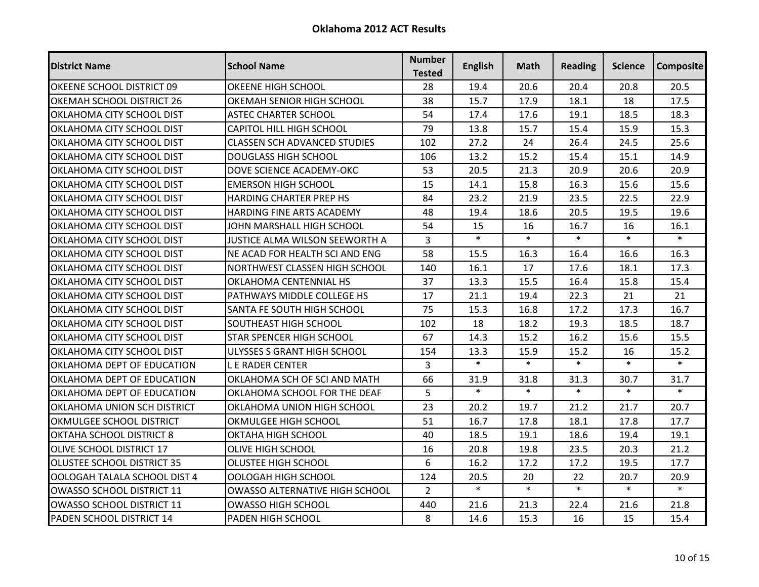# Oklahoma 2012 ACT Results

| District Name | School Name | Number Tested | English | Math | Reading | Science | Composite |
|---|---|---|---|---|---|---|---|
| OKEENE SCHOOL DISTRICT 09 | OKEENE HIGH SCHOOL | 28 | 19.4 | 20.6 | 20.4 | 20.8 | 20.5 |
| OKEMAH SCHOOL DISTRICT 26 | OKEMAH SENIOR HIGH SCHOOL | 38 | 15.7 | 17.9 | 18.1 | 18 | 17.5 |
| OKLAHOMA CITY SCHOOL DIST | ASTEC CHARTER SCHOOL | 54 | 17.4 | 17.6 | 19.1 | 18.5 | 18.3 |
| OKLAHOMA CITY SCHOOL DIST | CAPITOL HILL HIGH SCHOOL | 79 | 13.8 | 15.7 | 15.4 | 15.9 | 15.3 |
| OKLAHOMA CITY SCHOOL DIST | CLASSEN SCH ADVANCED STUDIES | 102 | 27.2 | 24 | 26.4 | 24.5 | 25.6 |
| OKLAHOMA CITY SCHOOL DIST | DOUGLASS HIGH SCHOOL | 106 | 13.2 | 15.2 | 15.4 | 15.1 | 14.9 |
| OKLAHOMA CITY SCHOOL DIST | DOVE SCIENCE ACADEMY-OKC | 53 | 20.5 | 21.3 | 20.9 | 20.6 | 20.9 |
| OKLAHOMA CITY SCHOOL DIST | EMERSON HIGH SCHOOL | 15 | 14.1 | 15.8 | 16.3 | 15.6 | 15.6 |
| OKLAHOMA CITY SCHOOL DIST | HARDING CHARTER PREP HS | 84 | 23.2 | 21.9 | 23.5 | 22.5 | 22.9 |
| OKLAHOMA CITY SCHOOL DIST | HARDING FINE ARTS ACADEMY | 48 | 19.4 | 18.6 | 20.5 | 19.5 | 19.6 |
| OKLAHOMA CITY SCHOOL DIST | JOHN MARSHALL HIGH SCHOOL | 54 | 15 | 16 | 16.7 | 16 | 16.1 |
| OKLAHOMA CITY SCHOOL DIST | JUSTICE ALMA WILSON SEEWORTH A | 3 | * | * | * | * | * |
| OKLAHOMA CITY SCHOOL DIST | NE ACAD FOR HEALTH SCI AND ENG | 58 | 15.5 | 16.3 | 16.4 | 16.6 | 16.3 |
| OKLAHOMA CITY SCHOOL DIST | NORTHWEST CLASSEN HIGH SCHOOL | 140 | 16.1 | 17 | 17.6 | 18.1 | 17.3 |
| OKLAHOMA CITY SCHOOL DIST | OKLAHOMA CENTENNIAL HS | 37 | 13.3 | 15.5 | 16.4 | 15.8 | 15.4 |
| OKLAHOMA CITY SCHOOL DIST | PATHWAYS MIDDLE COLLEGE HS | 17 | 21.1 | 19.4 | 22.3 | 21 | 21 |
| OKLAHOMA CITY SCHOOL DIST | SANTA FE SOUTH HIGH SCHOOL | 75 | 15.3 | 16.8 | 17.2 | 17.3 | 16.7 |
| OKLAHOMA CITY SCHOOL DIST | SOUTHEAST HIGH SCHOOL | 102 | 18 | 18.2 | 19.3 | 18.5 | 18.7 |
| OKLAHOMA CITY SCHOOL DIST | STAR SPENCER HIGH SCHOOL | 67 | 14.3 | 15.2 | 16.2 | 15.6 | 15.5 |
| OKLAHOMA CITY SCHOOL DIST | ULYSSES S GRANT HIGH SCHOOL | 154 | 13.3 | 15.9 | 15.2 | 16 | 15.2 |
| OKLAHOMA DEPT OF EDUCATION | L E RADER CENTER | 3 | * | * | * | * | * |
| OKLAHOMA DEPT OF EDUCATION | OKLAHOMA SCH OF SCI AND MATH | 66 | 31.9 | 31.8 | 31.3 | 30.7 | 31.7 |
| OKLAHOMA DEPT OF EDUCATION | OKLAHOMA SCHOOL FOR THE DEAF | 5 | * | * | * | * | * |
| OKLAHOMA UNION SCH DISTRICT | OKLAHOMA UNION HIGH SCHOOL | 23 | 20.2 | 19.7 | 21.2 | 21.7 | 20.7 |
| OKMULGEE SCHOOL DISTRICT | OKMULGEE HIGH SCHOOL | 51 | 16.7 | 17.8 | 18.1 | 17.8 | 17.7 |
| OKTAHA SCHOOL DISTRICT 8 | OKTAHA HIGH SCHOOL | 40 | 18.5 | 19.1 | 18.6 | 19.4 | 19.1 |
| OLIVE SCHOOL DISTRICT 17 | OLIVE HIGH SCHOOL | 16 | 20.8 | 19.8 | 23.5 | 20.3 | 21.2 |
| OLUSTEE SCHOOL DISTRICT 35 | OLUSTEE HIGH SCHOOL | 6 | 16.2 | 17.2 | 17.2 | 19.5 | 17.7 |
| OOLOGAH TALALA SCHOOL DIST 4 | OOLOGAH HIGH SCHOOL | 124 | 20.5 | 20 | 22 | 20.7 | 20.9 |
| OWASSO SCHOOL DISTRICT 11 | OWASSO ALTERNATIVE HIGH SCHOOL | 2 | * | * | * | * | * |
| OWASSO SCHOOL DISTRICT 11 | OWASSO HIGH SCHOOL | 440 | 21.6 | 21.3 | 22.4 | 21.6 | 21.8 |
| PADEN SCHOOL DISTRICT 14 | PADEN HIGH SCHOOL | 8 | 14.6 | 15.3 | 16 | 15 | 15.4 |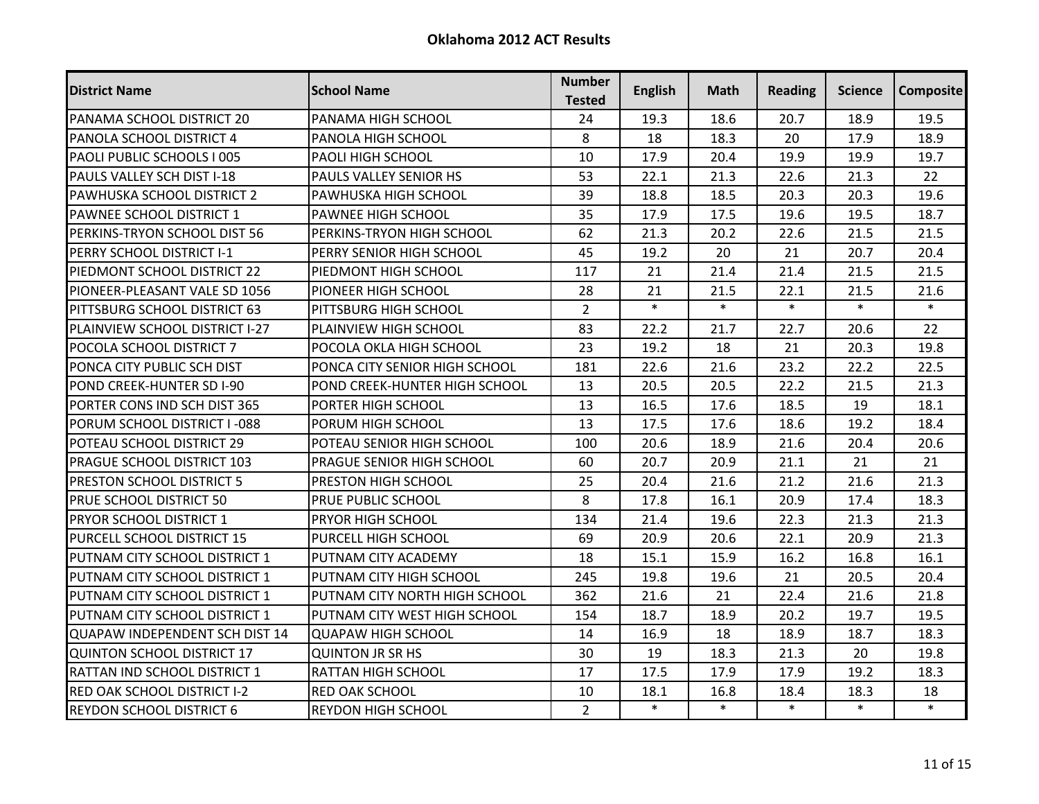# Oklahoma 2012 ACT Results

| District Name | School Name | Number Tested | English | Math | Reading | Science | Composite |
|---|---|---|---|---|---|---|---|
| PANAMA SCHOOL DISTRICT 20 | PANAMA HIGH SCHOOL | 24 | 19.3 | 18.6 | 20.7 | 18.9 | 19.5 |
| PANOLA SCHOOL DISTRICT 4 | PANOLA HIGH SCHOOL | 8 | 18 | 18.3 | 20 | 17.9 | 18.9 |
| PAOLI PUBLIC SCHOOLS I 005 | PAOLI HIGH SCHOOL | 10 | 17.9 | 20.4 | 19.9 | 19.9 | 19.7 |
| PAULS VALLEY SCH DIST I-18 | PAULS VALLEY SENIOR HS | 53 | 22.1 | 21.3 | 22.6 | 21.3 | 22 |
| PAWHUSKA SCHOOL DISTRICT 2 | PAWHUSKA HIGH SCHOOL | 39 | 18.8 | 18.5 | 20.3 | 20.3 | 19.6 |
| PAWNEE SCHOOL DISTRICT 1 | PAWNEE HIGH SCHOOL | 35 | 17.9 | 17.5 | 19.6 | 19.5 | 18.7 |
| PERKINS-TRYON SCHOOL DIST 56 | PERKINS-TRYON HIGH SCHOOL | 62 | 21.3 | 20.2 | 22.6 | 21.5 | 21.5 |
| PERRY SCHOOL DISTRICT I-1 | PERRY SENIOR HIGH SCHOOL | 45 | 19.2 | 20 | 21 | 20.7 | 20.4 |
| PIEDMONT SCHOOL DISTRICT 22 | PIEDMONT HIGH SCHOOL | 117 | 21 | 21.4 | 21.4 | 21.5 | 21.5 |
| PIONEER-PLEASANT VALE SD 1056 | PIONEER HIGH SCHOOL | 28 | 21 | 21.5 | 22.1 | 21.5 | 21.6 |
| PITTSBURG SCHOOL DISTRICT 63 | PITTSBURG HIGH SCHOOL | 2 | * | * | * | * | * |
| PLAINVIEW SCHOOL DISTRICT I-27 | PLAINVIEW HIGH SCHOOL | 83 | 22.2 | 21.7 | 22.7 | 20.6 | 22 |
| POCOLA SCHOOL DISTRICT 7 | POCOLA OKLA HIGH SCHOOL | 23 | 19.2 | 18 | 21 | 20.3 | 19.8 |
| PONCA CITY PUBLIC SCH DIST | PONCA CITY SENIOR HIGH SCHOOL | 181 | 22.6 | 21.6 | 23.2 | 22.2 | 22.5 |
| POND CREEK-HUNTER SD I-90 | POND CREEK-HUNTER HIGH SCHOOL | 13 | 20.5 | 20.5 | 22.2 | 21.5 | 21.3 |
| PORTER CONS IND SCH DIST 365 | PORTER HIGH SCHOOL | 13 | 16.5 | 17.6 | 18.5 | 19 | 18.1 |
| PORUM SCHOOL DISTRICT I -088 | PORUM HIGH SCHOOL | 13 | 17.5 | 17.6 | 18.6 | 19.2 | 18.4 |
| POTEAU SCHOOL DISTRICT 29 | POTEAU SENIOR HIGH SCHOOL | 100 | 20.6 | 18.9 | 21.6 | 20.4 | 20.6 |
| PRAGUE SCHOOL DISTRICT 103 | PRAGUE SENIOR HIGH SCHOOL | 60 | 20.7 | 20.9 | 21.1 | 21 | 21 |
| PRESTON SCHOOL DISTRICT 5 | PRESTON HIGH SCHOOL | 25 | 20.4 | 21.6 | 21.2 | 21.6 | 21.3 |
| PRUE SCHOOL DISTRICT 50 | PRUE PUBLIC SCHOOL | 8 | 17.8 | 16.1 | 20.9 | 17.4 | 18.3 |
| PRYOR SCHOOL DISTRICT 1 | PRYOR HIGH SCHOOL | 134 | 21.4 | 19.6 | 22.3 | 21.3 | 21.3 |
| PURCELL SCHOOL DISTRICT 15 | PURCELL HIGH SCHOOL | 69 | 20.9 | 20.6 | 22.1 | 20.9 | 21.3 |
| PUTNAM CITY SCHOOL DISTRICT 1 | PUTNAM CITY ACADEMY | 18 | 15.1 | 15.9 | 16.2 | 16.8 | 16.1 |
| PUTNAM CITY SCHOOL DISTRICT 1 | PUTNAM CITY HIGH SCHOOL | 245 | 19.8 | 19.6 | 21 | 20.5 | 20.4 |
| PUTNAM CITY SCHOOL DISTRICT 1 | PUTNAM CITY NORTH HIGH SCHOOL | 362 | 21.6 | 21 | 22.4 | 21.6 | 21.8 |
| PUTNAM CITY SCHOOL DISTRICT 1 | PUTNAM CITY WEST HIGH SCHOOL | 154 | 18.7 | 18.9 | 20.2 | 19.7 | 19.5 |
| QUAPAW INDEPENDENT SCH DIST 14 | QUAPAW HIGH SCHOOL | 14 | 16.9 | 18 | 18.9 | 18.7 | 18.3 |
| QUINTON SCHOOL DISTRICT 17 | QUINTON JR SR HS | 30 | 19 | 18.3 | 21.3 | 20 | 19.8 |
| RATTAN IND SCHOOL DISTRICT 1 | RATTAN HIGH SCHOOL | 17 | 17.5 | 17.9 | 17.9 | 19.2 | 18.3 |
| RED OAK SCHOOL DISTRICT I-2 | RED OAK SCHOOL | 10 | 18.1 | 16.8 | 18.4 | 18.3 | 18 |
| REYDON SCHOOL DISTRICT 6 | REYDON HIGH SCHOOL | 2 | * | * | * | * | * |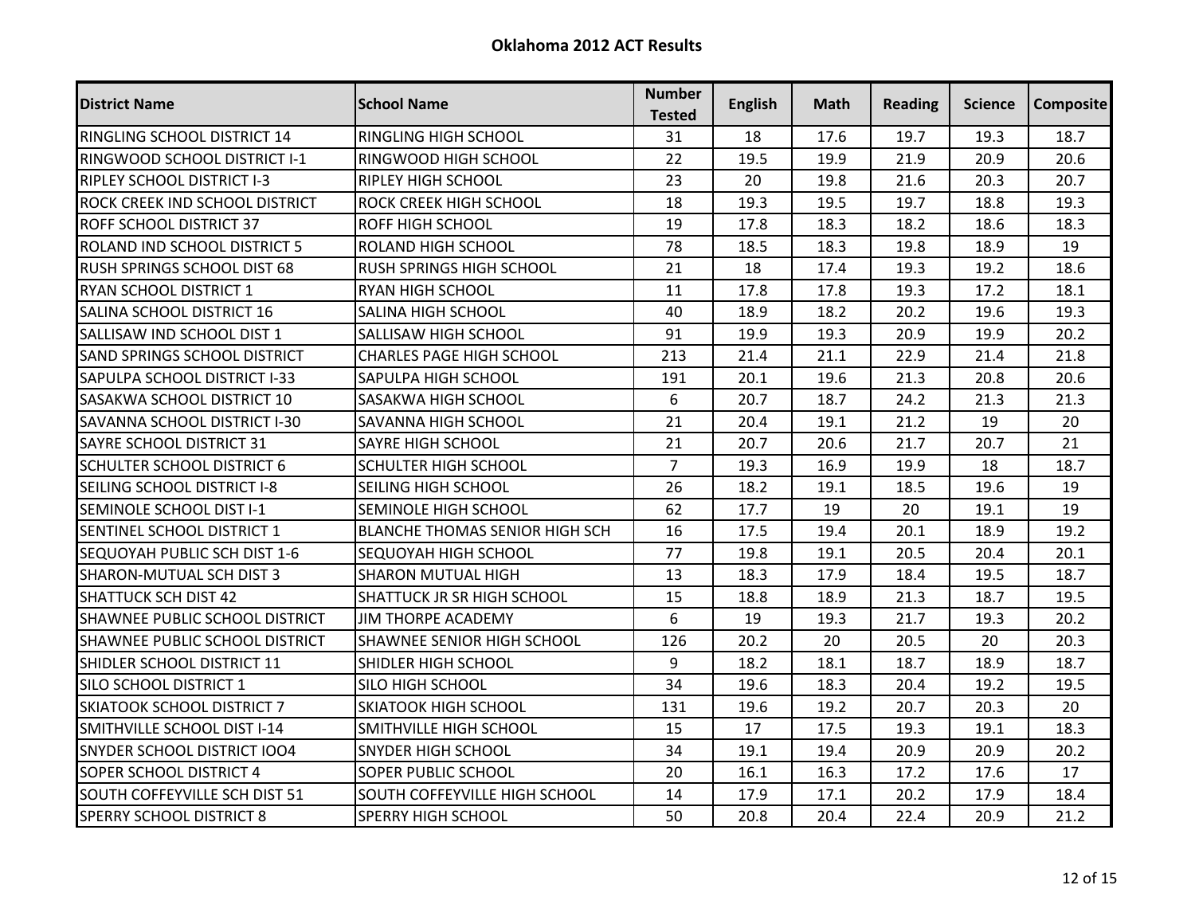## Oklahoma 2012 ACT Results

| District Name | School Name | Number Tested | English | Math | Reading | Science | Composite |
|---|---|---|---|---|---|---|---|
| RINGLING SCHOOL DISTRICT 14 | RINGLING HIGH SCHOOL | 31 | 18 | 17.6 | 19.7 | 19.3 | 18.7 |
| RINGWOOD SCHOOL DISTRICT I-1 | RINGWOOD HIGH SCHOOL | 22 | 19.5 | 19.9 | 21.9 | 20.9 | 20.6 |
| RIPLEY SCHOOL DISTRICT I-3 | RIPLEY HIGH SCHOOL | 23 | 20 | 19.8 | 21.6 | 20.3 | 20.7 |
| ROCK CREEK IND SCHOOL DISTRICT | ROCK CREEK HIGH SCHOOL | 18 | 19.3 | 19.5 | 19.7 | 18.8 | 19.3 |
| ROFF SCHOOL DISTRICT 37 | ROFF HIGH SCHOOL | 19 | 17.8 | 18.3 | 18.2 | 18.6 | 18.3 |
| ROLAND IND SCHOOL DISTRICT 5 | ROLAND HIGH SCHOOL | 78 | 18.5 | 18.3 | 19.8 | 18.9 | 19 |
| RUSH SPRINGS SCHOOL DIST 68 | RUSH SPRINGS HIGH SCHOOL | 21 | 18 | 17.4 | 19.3 | 19.2 | 18.6 |
| RYAN SCHOOL DISTRICT 1 | RYAN HIGH SCHOOL | 11 | 17.8 | 17.8 | 19.3 | 17.2 | 18.1 |
| SALINA SCHOOL DISTRICT 16 | SALINA HIGH SCHOOL | 40 | 18.9 | 18.2 | 20.2 | 19.6 | 19.3 |
| SALLISAW IND SCHOOL DIST 1 | SALLISAW HIGH SCHOOL | 91 | 19.9 | 19.3 | 20.9 | 19.9 | 20.2 |
| SAND SPRINGS SCHOOL DISTRICT | CHARLES PAGE HIGH SCHOOL | 213 | 21.4 | 21.1 | 22.9 | 21.4 | 21.8 |
| SAPULPA SCHOOL DISTRICT I-33 | SAPULPA HIGH SCHOOL | 191 | 20.1 | 19.6 | 21.3 | 20.8 | 20.6 |
| SASAKWA SCHOOL DISTRICT 10 | SASAKWA HIGH SCHOOL | 6 | 20.7 | 18.7 | 24.2 | 21.3 | 21.3 |
| SAVANNA SCHOOL DISTRICT I-30 | SAVANNA HIGH SCHOOL | 21 | 20.4 | 19.1 | 21.2 | 19 | 20 |
| SAYRE SCHOOL DISTRICT 31 | SAYRE HIGH SCHOOL | 21 | 20.7 | 20.6 | 21.7 | 20.7 | 21 |
| SCHULTER SCHOOL DISTRICT 6 | SCHULTER HIGH SCHOOL | 7 | 19.3 | 16.9 | 19.9 | 18 | 18.7 |
| SEILING SCHOOL DISTRICT I-8 | SEILING HIGH SCHOOL | 26 | 18.2 | 19.1 | 18.5 | 19.6 | 19 |
| SEMINOLE SCHOOL DIST I-1 | SEMINOLE HIGH SCHOOL | 62 | 17.7 | 19 | 20 | 19.1 | 19 |
| SENTINEL SCHOOL DISTRICT 1 | BLANCHE THOMAS SENIOR HIGH SCH | 16 | 17.5 | 19.4 | 20.1 | 18.9 | 19.2 |
| SEQUOYAH PUBLIC SCH DIST 1-6 | SEQUOYAH HIGH SCHOOL | 77 | 19.8 | 19.1 | 20.5 | 20.4 | 20.1 |
| SHARON-MUTUAL SCH DIST 3 | SHARON MUTUAL HIGH | 13 | 18.3 | 17.9 | 18.4 | 19.5 | 18.7 |
| SHATTUCK SCH DIST 42 | SHATTUCK JR SR HIGH SCHOOL | 15 | 18.8 | 18.9 | 21.3 | 18.7 | 19.5 |
| SHAWNEE PUBLIC SCHOOL DISTRICT | JIM THORPE ACADEMY | 6 | 19 | 19.3 | 21.7 | 19.3 | 20.2 |
| SHAWNEE PUBLIC SCHOOL DISTRICT | SHAWNEE SENIOR HIGH SCHOOL | 126 | 20.2 | 20 | 20.5 | 20 | 20.3 |
| SHIDLER SCHOOL DISTRICT 11 | SHIDLER HIGH SCHOOL | 9 | 18.2 | 18.1 | 18.7 | 18.9 | 18.7 |
| SILO SCHOOL DISTRICT 1 | SILO HIGH SCHOOL | 34 | 19.6 | 18.3 | 20.4 | 19.2 | 19.5 |
| SKIATOOK SCHOOL DISTRICT 7 | SKIATOOK HIGH SCHOOL | 131 | 19.6 | 19.2 | 20.7 | 20.3 | 20 |
| SMITHVILLE SCHOOL DIST I-14 | SMITHVILLE HIGH SCHOOL | 15 | 17 | 17.5 | 19.3 | 19.1 | 18.3 |
| SNYDER SCHOOL DISTRICT IOO4 | SNYDER HIGH SCHOOL | 34 | 19.1 | 19.4 | 20.9 | 20.9 | 20.2 |
| SOPER SCHOOL DISTRICT 4 | SOPER PUBLIC SCHOOL | 20 | 16.1 | 16.3 | 17.2 | 17.6 | 17 |
| SOUTH COFFEYVILLE SCH DIST 51 | SOUTH COFFEYVILLE HIGH SCHOOL | 14 | 17.9 | 17.1 | 20.2 | 17.9 | 18.4 |
| SPERRY SCHOOL DISTRICT 8 | SPERRY HIGH SCHOOL | 50 | 20.8 | 20.4 | 22.4 | 20.9 | 21.2 |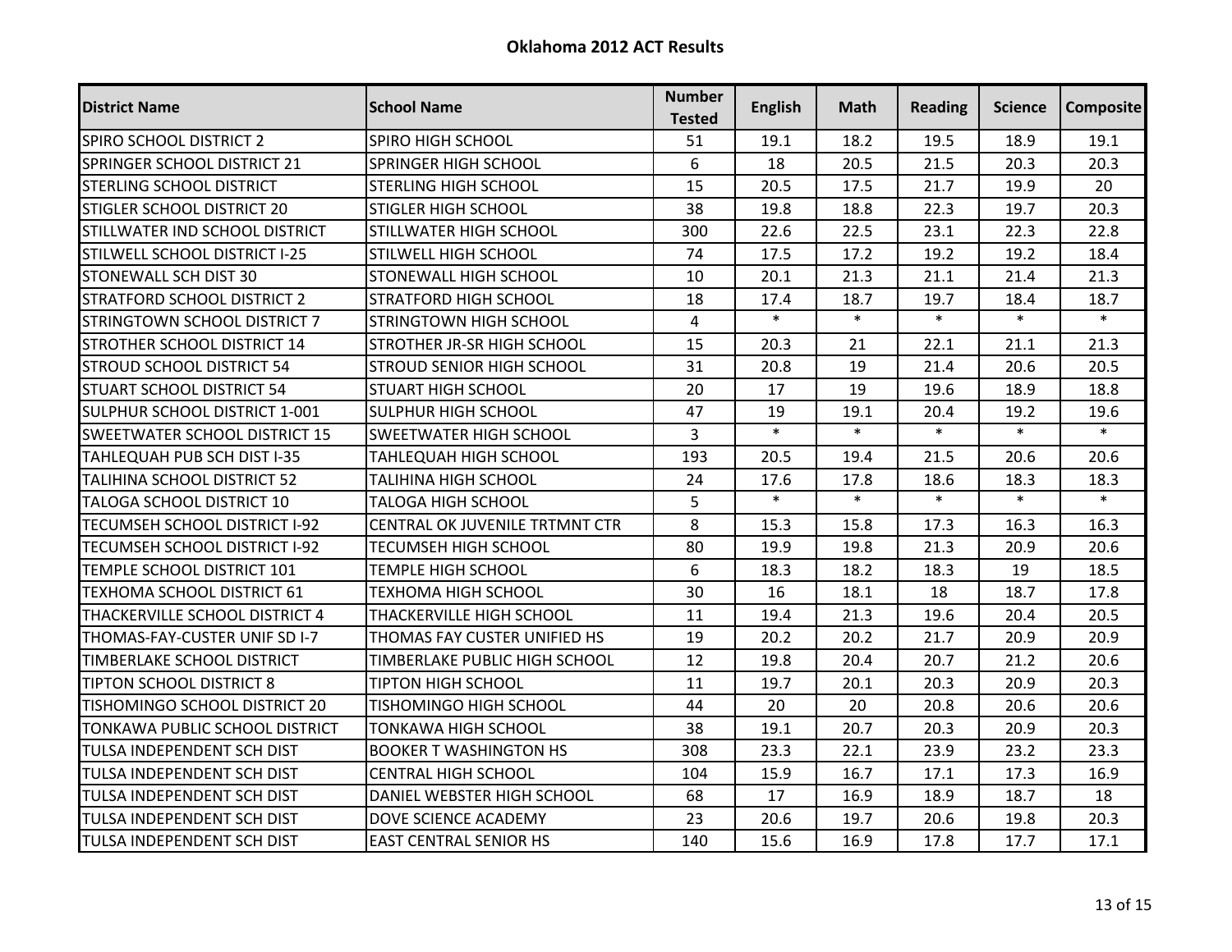# Oklahoma 2012 ACT Results

| District Name | School Name | Number Tested | English | Math | Reading | Science | Composite |
|---|---|---|---|---|---|---|---|
| SPIRO SCHOOL DISTRICT 2 | SPIRO HIGH SCHOOL | 51 | 19.1 | 18.2 | 19.5 | 18.9 | 19.1 |
| SPRINGER SCHOOL DISTRICT 21 | SPRINGER HIGH SCHOOL | 6 | 18 | 20.5 | 21.5 | 20.3 | 20.3 |
| STERLING SCHOOL DISTRICT | STERLING HIGH SCHOOL | 15 | 20.5 | 17.5 | 21.7 | 19.9 | 20 |
| STIGLER SCHOOL DISTRICT 20 | STIGLER HIGH SCHOOL | 38 | 19.8 | 18.8 | 22.3 | 19.7 | 20.3 |
| STILLWATER IND SCHOOL DISTRICT | STILLWATER HIGH SCHOOL | 300 | 22.6 | 22.5 | 23.1 | 22.3 | 22.8 |
| STILWELL SCHOOL DISTRICT I-25 | STILWELL HIGH SCHOOL | 74 | 17.5 | 17.2 | 19.2 | 19.2 | 18.4 |
| STONEWALL SCH DIST 30 | STONEWALL HIGH SCHOOL | 10 | 20.1 | 21.3 | 21.1 | 21.4 | 21.3 |
| STRATFORD SCHOOL DISTRICT 2 | STRATFORD HIGH SCHOOL | 18 | 17.4 | 18.7 | 19.7 | 18.4 | 18.7 |
| STRINGTOWN SCHOOL DISTRICT 7 | STRINGTOWN HIGH SCHOOL | 4 | * | * | * | * | * |
| STROTHER SCHOOL DISTRICT 14 | STROTHER JR-SR HIGH SCHOOL | 15 | 20.3 | 21 | 22.1 | 21.1 | 21.3 |
| STROUD SCHOOL DISTRICT 54 | STROUD SENIOR HIGH SCHOOL | 31 | 20.8 | 19 | 21.4 | 20.6 | 20.5 |
| STUART SCHOOL DISTRICT 54 | STUART HIGH SCHOOL | 20 | 17 | 19 | 19.6 | 18.9 | 18.8 |
| SULPHUR SCHOOL DISTRICT 1-001 | SULPHUR HIGH SCHOOL | 47 | 19 | 19.1 | 20.4 | 19.2 | 19.6 |
| SWEETWATER SCHOOL DISTRICT 15 | SWEETWATER HIGH SCHOOL | 3 | * | * | * | * | * |
| TAHLEQUAH PUB SCH DIST I-35 | TAHLEQUAH HIGH SCHOOL | 193 | 20.5 | 19.4 | 21.5 | 20.6 | 20.6 |
| TALIHINA SCHOOL DISTRICT 52 | TALIHINA HIGH SCHOOL | 24 | 17.6 | 17.8 | 18.6 | 18.3 | 18.3 |
| TALOGA SCHOOL DISTRICT 10 | TALOGA HIGH SCHOOL | 5 | * | * | * | * | * |
| TECUMSEH SCHOOL DISTRICT I-92 | CENTRAL OK JUVENILE TRTMNT CTR | 8 | 15.3 | 15.8 | 17.3 | 16.3 | 16.3 |
| TECUMSEH SCHOOL DISTRICT I-92 | TECUMSEH HIGH SCHOOL | 80 | 19.9 | 19.8 | 21.3 | 20.9 | 20.6 |
| TEMPLE SCHOOL DISTRICT 101 | TEMPLE HIGH SCHOOL | 6 | 18.3 | 18.2 | 18.3 | 19 | 18.5 |
| TEXHOMA SCHOOL DISTRICT 61 | TEXHOMA HIGH SCHOOL | 30 | 16 | 18.1 | 18 | 18.7 | 17.8 |
| THACKERVILLE SCHOOL DISTRICT 4 | THACKERVILLE HIGH SCHOOL | 11 | 19.4 | 21.3 | 19.6 | 20.4 | 20.5 |
| THOMAS-FAY-CUSTER UNIF SD I-7 | THOMAS FAY CUSTER UNIFIED HS | 19 | 20.2 | 20.2 | 21.7 | 20.9 | 20.9 |
| TIMBERLAKE SCHOOL DISTRICT | TIMBERLAKE PUBLIC HIGH SCHOOL | 12 | 19.8 | 20.4 | 20.7 | 21.2 | 20.6 |
| TIPTON SCHOOL DISTRICT 8 | TIPTON HIGH SCHOOL | 11 | 19.7 | 20.1 | 20.3 | 20.9 | 20.3 |
| TISHOMINGO SCHOOL DISTRICT 20 | TISHOMINGO HIGH SCHOOL | 44 | 20 | 20 | 20.8 | 20.6 | 20.6 |
| TONKAWA PUBLIC SCHOOL DISTRICT | TONKAWA HIGH SCHOOL | 38 | 19.1 | 20.7 | 20.3 | 20.9 | 20.3 |
| TULSA INDEPENDENT SCH DIST | BOOKER T WASHINGTON HS | 308 | 23.3 | 22.1 | 23.9 | 23.2 | 23.3 |
| TULSA INDEPENDENT SCH DIST | CENTRAL HIGH SCHOOL | 104 | 15.9 | 16.7 | 17.1 | 17.3 | 16.9 |
| TULSA INDEPENDENT SCH DIST | DANIEL WEBSTER HIGH SCHOOL | 68 | 17 | 16.9 | 18.9 | 18.7 | 18 |
| TULSA INDEPENDENT SCH DIST | DOVE SCIENCE ACADEMY | 23 | 20.6 | 19.7 | 20.6 | 19.8 | 20.3 |
| TULSA INDEPENDENT SCH DIST | EAST CENTRAL SENIOR HS | 140 | 15.6 | 16.9 | 17.8 | 17.7 | 17.1 |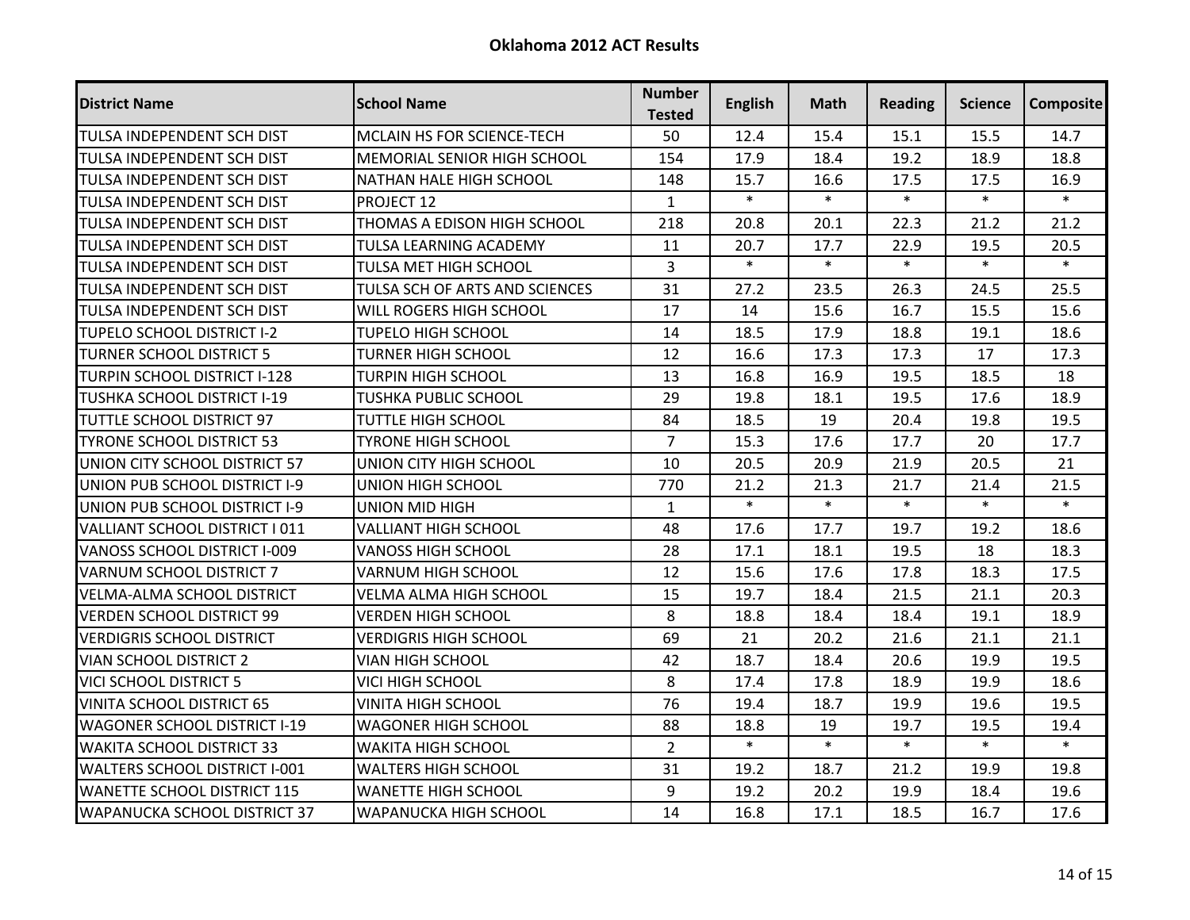# Oklahoma 2012 ACT Results

| District Name | School Name | Number Tested | English | Math | Reading | Science | Composite |
|---|---|---|---|---|---|---|---|
| TULSA INDEPENDENT SCH DIST | MCLAIN HS FOR SCIENCE-TECH | 50 | 12.4 | 15.4 | 15.1 | 15.5 | 14.7 |
| TULSA INDEPENDENT SCH DIST | MEMORIAL SENIOR HIGH SCHOOL | 154 | 17.9 | 18.4 | 19.2 | 18.9 | 18.8 |
| TULSA INDEPENDENT SCH DIST | NATHAN HALE HIGH SCHOOL | 148 | 15.7 | 16.6 | 17.5 | 17.5 | 16.9 |
| TULSA INDEPENDENT SCH DIST | PROJECT 12 | 1 | * | * | * | * | * |
| TULSA INDEPENDENT SCH DIST | THOMAS A EDISON HIGH SCHOOL | 218 | 20.8 | 20.1 | 22.3 | 21.2 | 21.2 |
| TULSA INDEPENDENT SCH DIST | TULSA LEARNING ACADEMY | 11 | 20.7 | 17.7 | 22.9 | 19.5 | 20.5 |
| TULSA INDEPENDENT SCH DIST | TULSA MET HIGH SCHOOL | 3 | * | * | * | * | * |
| TULSA INDEPENDENT SCH DIST | TULSA SCH OF ARTS AND SCIENCES | 31 | 27.2 | 23.5 | 26.3 | 24.5 | 25.5 |
| TULSA INDEPENDENT SCH DIST | WILL ROGERS HIGH SCHOOL | 17 | 14 | 15.6 | 16.7 | 15.5 | 15.6 |
| TUPELO SCHOOL DISTRICT I-2 | TUPELO HIGH SCHOOL | 14 | 18.5 | 17.9 | 18.8 | 19.1 | 18.6 |
| TURNER SCHOOL DISTRICT 5 | TURNER HIGH SCHOOL | 12 | 16.6 | 17.3 | 17.3 | 17 | 17.3 |
| TURPIN SCHOOL DISTRICT I-128 | TURPIN HIGH SCHOOL | 13 | 16.8 | 16.9 | 19.5 | 18.5 | 18 |
| TUSHKA SCHOOL DISTRICT I-19 | TUSHKA PUBLIC SCHOOL | 29 | 19.8 | 18.1 | 19.5 | 17.6 | 18.9 |
| TUTTLE SCHOOL DISTRICT 97 | TUTTLE HIGH SCHOOL | 84 | 18.5 | 19 | 20.4 | 19.8 | 19.5 |
| TYRONE SCHOOL DISTRICT 53 | TYRONE HIGH SCHOOL | 7 | 15.3 | 17.6 | 17.7 | 20 | 17.7 |
| UNION CITY SCHOOL DISTRICT 57 | UNION CITY HIGH SCHOOL | 10 | 20.5 | 20.9 | 21.9 | 20.5 | 21 |
| UNION PUB SCHOOL DISTRICT I-9 | UNION HIGH SCHOOL | 770 | 21.2 | 21.3 | 21.7 | 21.4 | 21.5 |
| UNION PUB SCHOOL DISTRICT I-9 | UNION MID HIGH | 1 | * | * | * | * | * |
| VALLIANT SCHOOL DISTRICT I 011 | VALLIANT HIGH SCHOOL | 48 | 17.6 | 17.7 | 19.7 | 19.2 | 18.6 |
| VANOSS SCHOOL DISTRICT I-009 | VANOSS HIGH SCHOOL | 28 | 17.1 | 18.1 | 19.5 | 18 | 18.3 |
| VARNUM SCHOOL DISTRICT 7 | VARNUM HIGH SCHOOL | 12 | 15.6 | 17.6 | 17.8 | 18.3 | 17.5 |
| VELMA-ALMA SCHOOL DISTRICT | VELMA ALMA HIGH SCHOOL | 15 | 19.7 | 18.4 | 21.5 | 21.1 | 20.3 |
| VERDEN SCHOOL DISTRICT 99 | VERDEN HIGH SCHOOL | 8 | 18.8 | 18.4 | 18.4 | 19.1 | 18.9 |
| VERDIGRIS SCHOOL DISTRICT | VERDIGRIS HIGH SCHOOL | 69 | 21 | 20.2 | 21.6 | 21.1 | 21.1 |
| VIAN SCHOOL DISTRICT 2 | VIAN HIGH SCHOOL | 42 | 18.7 | 18.4 | 20.6 | 19.9 | 19.5 |
| VICI SCHOOL DISTRICT 5 | VICI HIGH SCHOOL | 8 | 17.4 | 17.8 | 18.9 | 19.9 | 18.6 |
| VINITA SCHOOL DISTRICT 65 | VINITA HIGH SCHOOL | 76 | 19.4 | 18.7 | 19.9 | 19.6 | 19.5 |
| WAGONER SCHOOL DISTRICT I-19 | WAGONER HIGH SCHOOL | 88 | 18.8 | 19 | 19.7 | 19.5 | 19.4 |
| WAKITA SCHOOL DISTRICT 33 | WAKITA HIGH SCHOOL | 2 | * | * | * | * | * |
| WALTERS SCHOOL DISTRICT I-001 | WALTERS HIGH SCHOOL | 31 | 19.2 | 18.7 | 21.2 | 19.9 | 19.8 |
| WANETTE SCHOOL DISTRICT 115 | WANETTE HIGH SCHOOL | 9 | 19.2 | 20.2 | 19.9 | 18.4 | 19.6 |
| WAPANUCKA SCHOOL DISTRICT 37 | WAPANUCKA HIGH SCHOOL | 14 | 16.8 | 17.1 | 18.5 | 16.7 | 17.6 |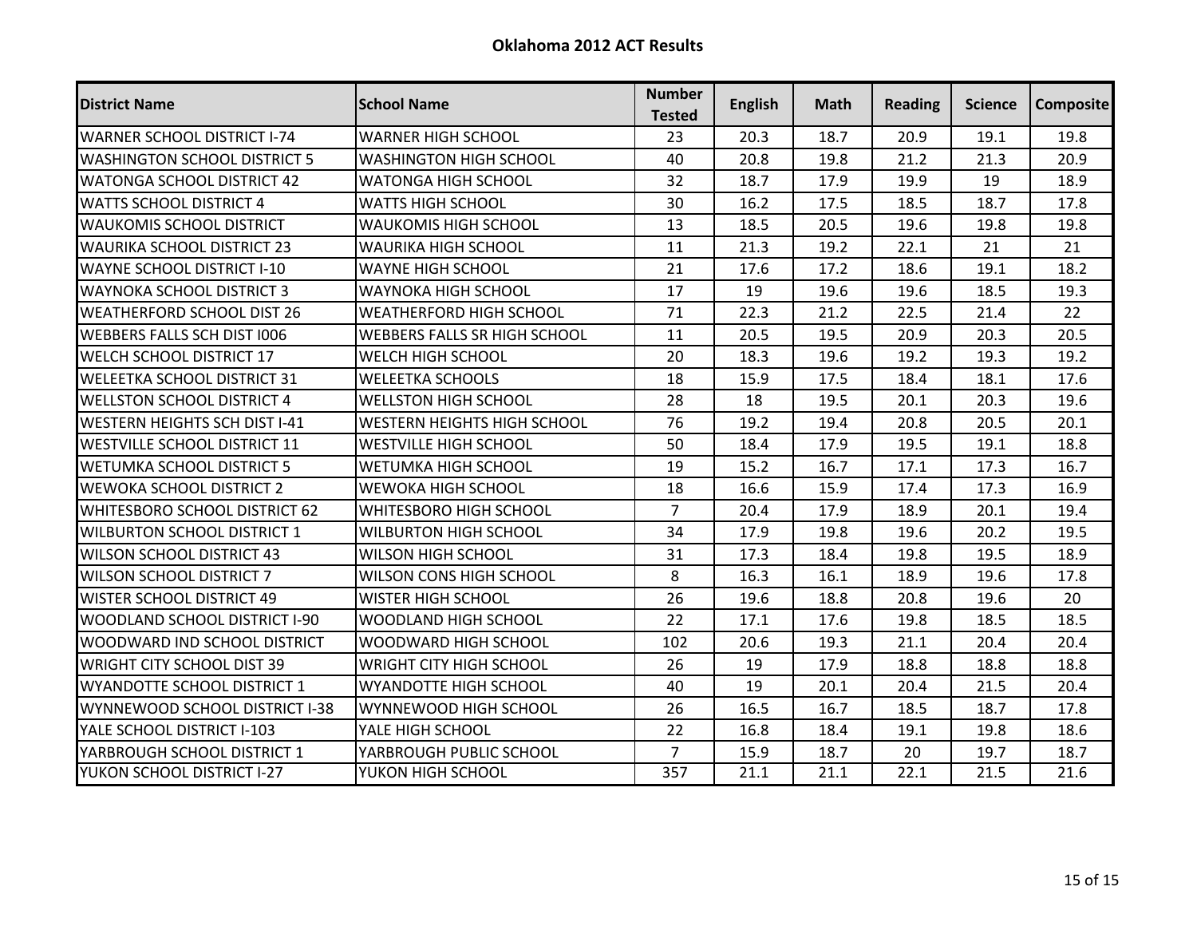## Oklahoma 2012 ACT Results

| District Name | School Name | Number Tested | English | Math | Reading | Science | Composite |
|---|---|---|---|---|---|---|---|
| WARNER SCHOOL DISTRICT I-74 | WARNER HIGH SCHOOL | 23 | 20.3 | 18.7 | 20.9 | 19.1 | 19.8 |
| WASHINGTON SCHOOL DISTRICT 5 | WASHINGTON HIGH SCHOOL | 40 | 20.8 | 19.8 | 21.2 | 21.3 | 20.9 |
| WATONGA SCHOOL DISTRICT 42 | WATONGA HIGH SCHOOL | 32 | 18.7 | 17.9 | 19.9 | 19 | 18.9 |
| WATTS SCHOOL DISTRICT 4 | WATTS HIGH SCHOOL | 30 | 16.2 | 17.5 | 18.5 | 18.7 | 17.8 |
| WAUKOMIS SCHOOL DISTRICT | WAUKOMIS HIGH SCHOOL | 13 | 18.5 | 20.5 | 19.6 | 19.8 | 19.8 |
| WAURIKA SCHOOL DISTRICT 23 | WAURIKA HIGH SCHOOL | 11 | 21.3 | 19.2 | 22.1 | 21 | 21 |
| WAYNE SCHOOL DISTRICT I-10 | WAYNE HIGH SCHOOL | 21 | 17.6 | 17.2 | 18.6 | 19.1 | 18.2 |
| WAYNOKA SCHOOL DISTRICT 3 | WAYNOKA HIGH SCHOOL | 17 | 19 | 19.6 | 19.6 | 18.5 | 19.3 |
| WEATHERFORD SCHOOL DIST 26 | WEATHERFORD HIGH SCHOOL | 71 | 22.3 | 21.2 | 22.5 | 21.4 | 22 |
| WEBBERS FALLS SCH DIST I006 | WEBBERS FALLS SR HIGH SCHOOL | 11 | 20.5 | 19.5 | 20.9 | 20.3 | 20.5 |
| WELCH SCHOOL DISTRICT 17 | WELCH HIGH SCHOOL | 20 | 18.3 | 19.6 | 19.2 | 19.3 | 19.2 |
| WELEETKA SCHOOL DISTRICT 31 | WELEETKA SCHOOLS | 18 | 15.9 | 17.5 | 18.4 | 18.1 | 17.6 |
| WELLSTON SCHOOL DISTRICT 4 | WELLSTON HIGH SCHOOL | 28 | 18 | 19.5 | 20.1 | 20.3 | 19.6 |
| WESTERN HEIGHTS SCH DIST I-41 | WESTERN HEIGHTS HIGH SCHOOL | 76 | 19.2 | 19.4 | 20.8 | 20.5 | 20.1 |
| WESTVILLE SCHOOL DISTRICT 11 | WESTVILLE HIGH SCHOOL | 50 | 18.4 | 17.9 | 19.5 | 19.1 | 18.8 |
| WETUMKA SCHOOL DISTRICT 5 | WETUMKA HIGH SCHOOL | 19 | 15.2 | 16.7 | 17.1 | 17.3 | 16.7 |
| WEWOKA SCHOOL DISTRICT 2 | WEWOKA HIGH SCHOOL | 18 | 16.6 | 15.9 | 17.4 | 17.3 | 16.9 |
| WHITESBORO SCHOOL DISTRICT 62 | WHITESBORO HIGH SCHOOL | 7 | 20.4 | 17.9 | 18.9 | 20.1 | 19.4 |
| WILBURTON SCHOOL DISTRICT 1 | WILBURTON HIGH SCHOOL | 34 | 17.9 | 19.8 | 19.6 | 20.2 | 19.5 |
| WILSON SCHOOL DISTRICT 43 | WILSON HIGH SCHOOL | 31 | 17.3 | 18.4 | 19.8 | 19.5 | 18.9 |
| WILSON SCHOOL DISTRICT 7 | WILSON CONS HIGH SCHOOL | 8 | 16.3 | 16.1 | 18.9 | 19.6 | 17.8 |
| WISTER SCHOOL DISTRICT 49 | WISTER HIGH SCHOOL | 26 | 19.6 | 18.8 | 20.8 | 19.6 | 20 |
| WOODLAND SCHOOL DISTRICT I-90 | WOODLAND HIGH SCHOOL | 22 | 17.1 | 17.6 | 19.8 | 18.5 | 18.5 |
| WOODWARD IND SCHOOL DISTRICT | WOODWARD HIGH SCHOOL | 102 | 20.6 | 19.3 | 21.1 | 20.4 | 20.4 |
| WRIGHT CITY SCHOOL DIST 39 | WRIGHT CITY HIGH SCHOOL | 26 | 19 | 17.9 | 18.8 | 18.8 | 18.8 |
| WYANDOTTE SCHOOL DISTRICT 1 | WYANDOTTE HIGH SCHOOL | 40 | 19 | 20.1 | 20.4 | 21.5 | 20.4 |
| WYNNEWOOD SCHOOL DISTRICT I-38 | WYNNEWOOD HIGH SCHOOL | 26 | 16.5 | 16.7 | 18.5 | 18.7 | 17.8 |
| YALE SCHOOL DISTRICT I-103 | YALE HIGH SCHOOL | 22 | 16.8 | 18.4 | 19.1 | 19.8 | 18.6 |
| YARBROUGH SCHOOL DISTRICT 1 | YARBROUGH PUBLIC SCHOOL | 7 | 15.9 | 18.7 | 20 | 19.7 | 18.7 |
| YUKON SCHOOL DISTRICT I-27 | YUKON HIGH SCHOOL | 357 | 21.1 | 21.1 | 22.1 | 21.5 | 21.6 |